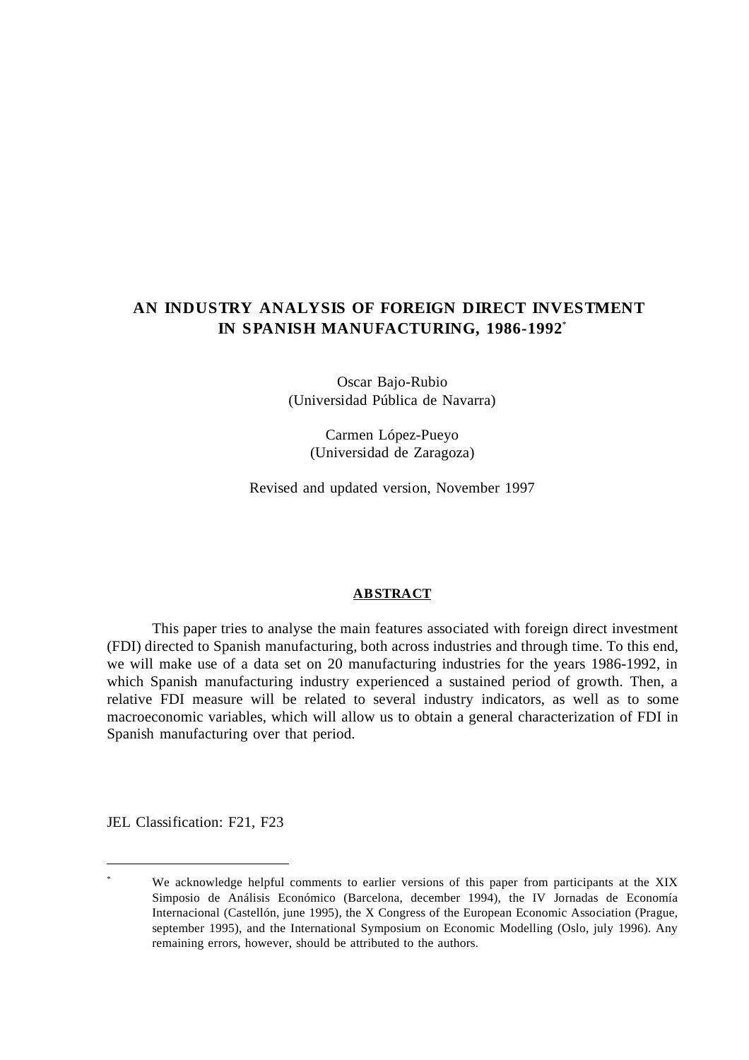# AN INDUSTRY ANALYSIS OF FOREIGN DIRECT INVESTMENT IN SPANISH MANUFACTURING, 1986-1992[*]

Oscar Bajo-Rubio
(Universidad Pública de Navarra)

Carmen López-Pueyo
(Universidad de Zaragoza)

Revised and updated version, November 1997

## ABSTRACT

This paper tries to analyse the main features associated with foreign direct investment (FDI) directed to Spanish manufacturing, both across industries and through time. To this end, we will make use of a data set on 20 manufacturing industries for the years 1986-1992, in which Spanish manufacturing industry experienced a sustained period of growth. Then, a relative FDI measure will be related to several industry indicators, as well as to some macroeconomic variables, which will allow us to obtain a general characterization of FDI in Spanish manufacturing over that period.

JEL Classification: F21, F23

---

[*] We acknowledge helpful comments to earlier versions of this paper from participants at the XIX Simposio de Análisis Económico (Barcelona, december 1994), the IV Jornadas de Economía Internacional (Castellón, june 1995), the X Congress of the European Economic Association (Prague, september 1995), and the International Symposium on Economic Modelling (Oslo, july 1996). Any remaining errors, however, should be attributed to the authors.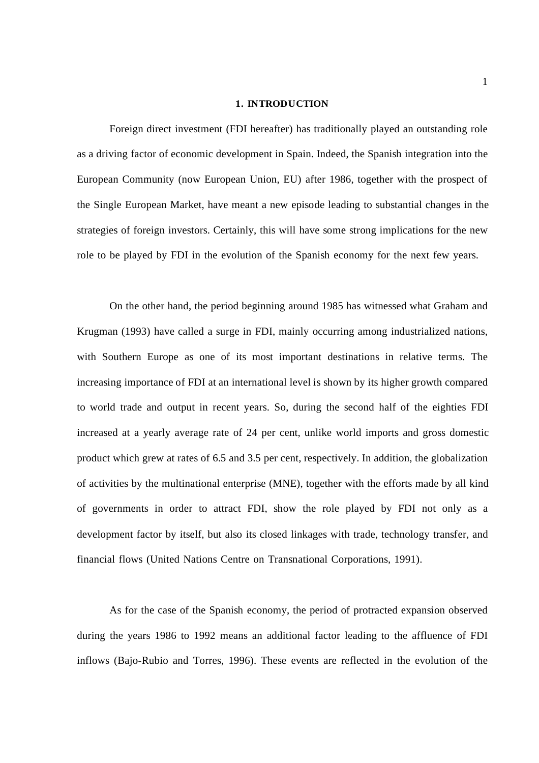# 1. INTRODUCTION

Foreign direct investment (FDI hereafter) has traditionally played an outstanding role as a driving factor of economic development in Spain. Indeed, the Spanish integration into the European Community (now European Union, EU) after 1986, together with the prospect of the Single European Market, have meant a new episode leading to substantial changes in the strategies of foreign investors. Certainly, this will have some strong implications for the new role to be played by FDI in the evolution of the Spanish economy for the next few years.

On the other hand, the period beginning around 1985 has witnessed what Graham and Krugman (1993) have called a surge in FDI, mainly occurring among industrialized nations, with Southern Europe as one of its most important destinations in relative terms. The increasing importance of FDI at an international level is shown by its higher growth compared to world trade and output in recent years. So, during the second half of the eighties FDI increased at a yearly average rate of 24 per cent, unlike world imports and gross domestic product which grew at rates of 6.5 and 3.5 per cent, respectively. In addition, the globalization of activities by the multinational enterprise (MNE), together with the efforts made by all kind of governments in order to attract FDI, show the role played by FDI not only as a development factor by itself, but also its closed linkages with trade, technology transfer, and financial flows (United Nations Centre on Transnational Corporations, 1991).

As for the case of the Spanish economy, the period of protracted expansion observed during the years 1986 to 1992 means an additional factor leading to the affluence of FDI inflows (Bajo-Rubio and Torres, 1996). These events are reflected in the evolution of the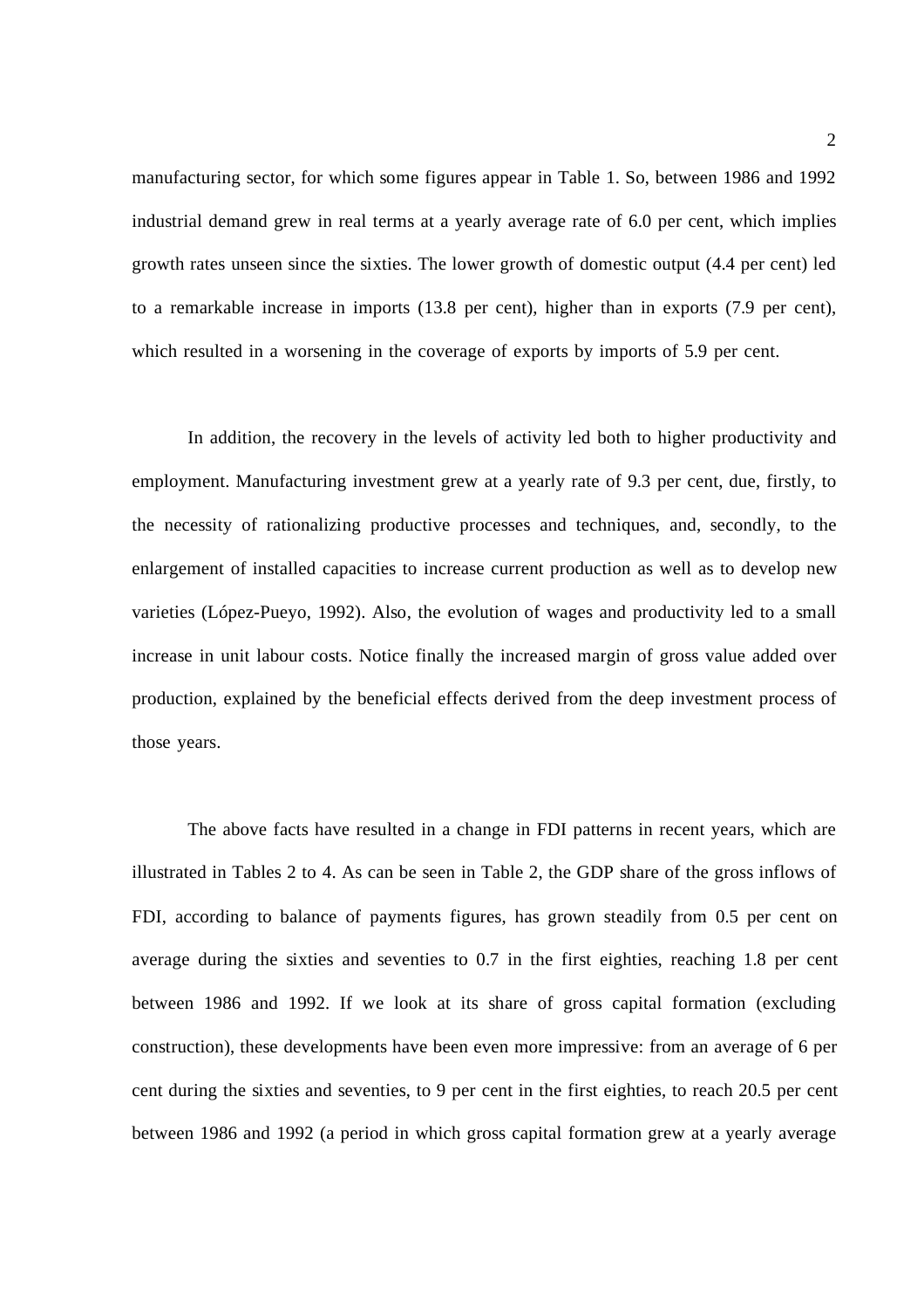manufacturing sector, for which some figures appear in Table 1. So, between 1986 and 1992 industrial demand grew in real terms at a yearly average rate of 6.0 per cent, which implies growth rates unseen since the sixties. The lower growth of domestic output (4.4 per cent) led to a remarkable increase in imports (13.8 per cent), higher than in exports (7.9 per cent), which resulted in a worsening in the coverage of exports by imports of 5.9 per cent.

In addition, the recovery in the levels of activity led both to higher productivity and employment. Manufacturing investment grew at a yearly rate of 9.3 per cent, due, firstly, to the necessity of rationalizing productive processes and techniques, and, secondly, to the enlargement of installed capacities to increase current production as well as to develop new varieties (López-Pueyo, 1992). Also, the evolution of wages and productivity led to a small increase in unit labour costs. Notice finally the increased margin of gross value added over production, explained by the beneficial effects derived from the deep investment process of those years.

The above facts have resulted in a change in FDI patterns in recent years, which are illustrated in Tables 2 to 4. As can be seen in Table 2, the GDP share of the gross inflows of FDI, according to balance of payments figures, has grown steadily from 0.5 per cent on average during the sixties and seventies to 0.7 in the first eighties, reaching 1.8 per cent between 1986 and 1992. If we look at its share of gross capital formation (excluding construction), these developments have been even more impressive: from an average of 6 per cent during the sixties and seventies, to 9 per cent in the first eighties, to reach 20.5 per cent between 1986 and 1992 (a period in which gross capital formation grew at a yearly average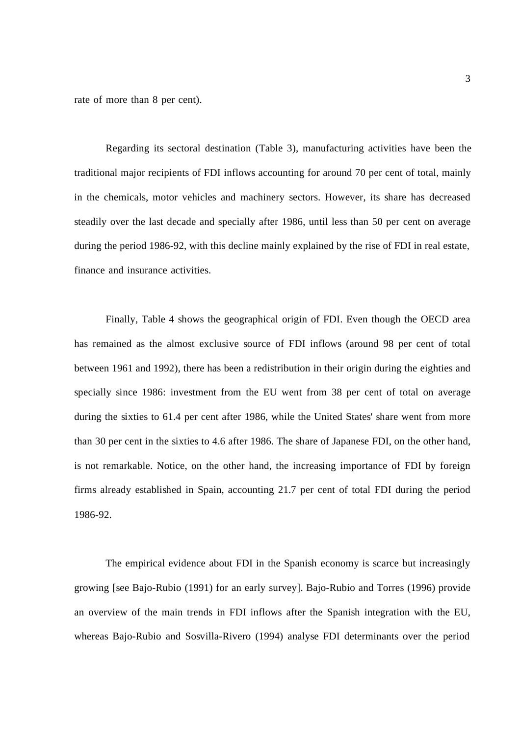rate of more than 8 per cent).

Regarding its sectoral destination (Table 3), manufacturing activities have been the traditional major recipients of FDI inflows accounting for around 70 per cent of total, mainly in the chemicals, motor vehicles and machinery sectors. However, its share has decreased steadily over the last decade and specially after 1986, until less than 50 per cent on average during the period 1986-92, with this decline mainly explained by the rise of FDI in real estate, finance and insurance activities.

Finally, Table 4 shows the geographical origin of FDI. Even though the OECD area has remained as the almost exclusive source of FDI inflows (around 98 per cent of total between 1961 and 1992), there has been a redistribution in their origin during the eighties and specially since 1986: investment from the EU went from 38 per cent of total on average during the sixties to 61.4 per cent after 1986, while the United States' share went from more than 30 per cent in the sixties to 4.6 after 1986. The share of Japanese FDI, on the other hand, is not remarkable. Notice, on the other hand, the increasing importance of FDI by foreign firms already established in Spain, accounting 21.7 per cent of total FDI during the period 1986-92.

The empirical evidence about FDI in the Spanish economy is scarce but increasingly growing [see Bajo-Rubio (1991) for an early survey]. Bajo-Rubio and Torres (1996) provide an overview of the main trends in FDI inflows after the Spanish integration with the EU, whereas Bajo-Rubio and Sosvilla-Rivero (1994) analyse FDI determinants over the period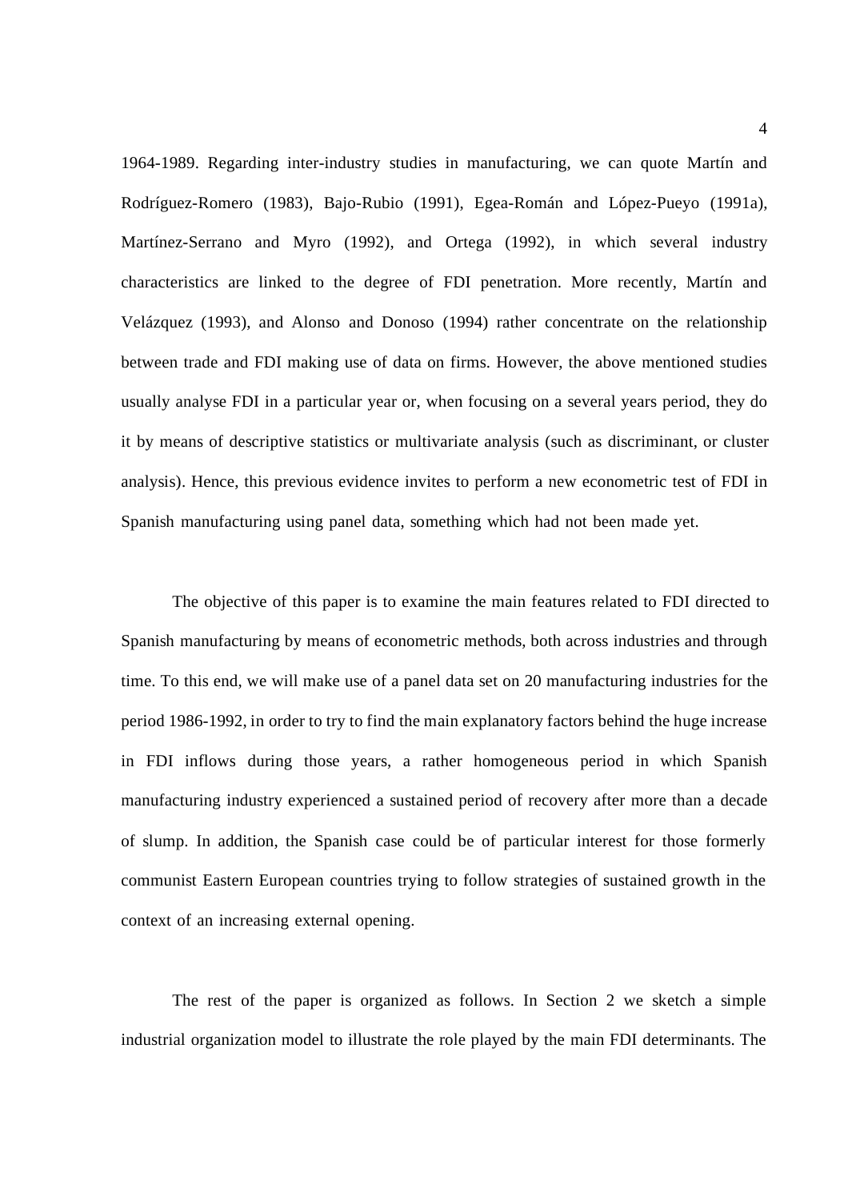1964-1989. Regarding inter-industry studies in manufacturing, we can quote Martín and Rodríguez-Romero (1983), Bajo-Rubio (1991), Egea-Román and López-Pueyo (1991a), Martínez-Serrano and Myro (1992), and Ortega (1992), in which several industry characteristics are linked to the degree of FDI penetration. More recently, Martín and Velázquez (1993), and Alonso and Donoso (1994) rather concentrate on the relationship between trade and FDI making use of data on firms. However, the above mentioned studies usually analyse FDI in a particular year or, when focusing on a several years period, they do it by means of descriptive statistics or multivariate analysis (such as discriminant, or cluster analysis). Hence, this previous evidence invites to perform a new econometric test of FDI in Spanish manufacturing using panel data, something which had not been made yet.

The objective of this paper is to examine the main features related to FDI directed to Spanish manufacturing by means of econometric methods, both across industries and through time. To this end, we will make use of a panel data set on 20 manufacturing industries for the period 1986-1992, in order to try to find the main explanatory factors behind the huge increase in FDI inflows during those years, a rather homogeneous period in which Spanish manufacturing industry experienced a sustained period of recovery after more than a decade of slump. In addition, the Spanish case could be of particular interest for those formerly communist Eastern European countries trying to follow strategies of sustained growth in the context of an increasing external opening.

The rest of the paper is organized as follows. In Section 2 we sketch a simple industrial organization model to illustrate the role played by the main FDI determinants. The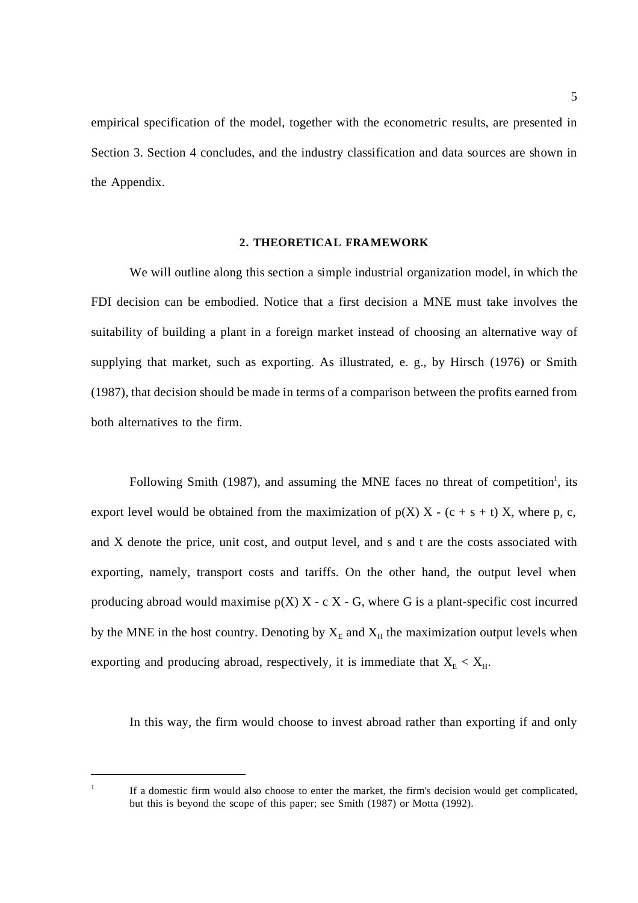empirical specification of the model, together with the econometric results, are presented in Section 3. Section 4 concludes, and the industry classification and data sources are shown in the Appendix.

## 2. THEORETICAL FRAMEWORK

We will outline along this section a simple industrial organization model, in which the FDI decision can be embodied. Notice that a first decision a MNE must take involves the suitability of building a plant in a foreign market instead of choosing an alternative way of supplying that market, such as exporting. As illustrated, e. g., by Hirsch (1976) or Smith (1987), that decision should be made in terms of a comparison between the profits earned from both alternatives to the firm.

Following Smith (1987), and assuming the MNE faces no threat of competition[1], its export level would be obtained from the maximization of $p(X)\,X - (c + s + t)\,X$, where p, c, and X denote the price, unit cost, and output level, and s and t are the costs associated with exporting, namely, transport costs and tariffs. On the other hand, the output level when producing abroad would maximise $p(X)\,X - c\,X - G$, where G is a plant-specific cost incurred by the MNE in the host country. Denoting by $X_E$ and $X_H$ the maximization output levels when exporting and producing abroad, respectively, it is immediate that $X_E < X_H$.

In this way, the firm would choose to invest abroad rather than exporting if and only

[1] If a domestic firm would also choose to enter the market, the firm's decision would get complicated, but this is beyond the scope of this paper; see Smith (1987) or Motta (1992).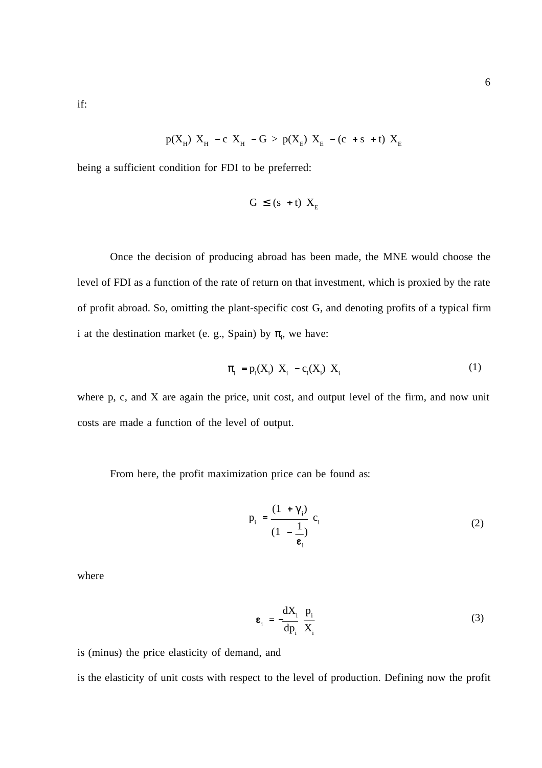if:

$$p(X_H)\ X_H\ - c\ X_H\ - G > p(X_E)\ X_E\ - (c\ + s\ + t)\ X_E$$

being a sufficient condition for FDI to be preferred:

$$G\ \leq (s\ + t)\ X_E$$

Once the decision of producing abroad has been made, the MNE would choose the level of FDI as a function of the rate of return on that investment, which is proxied by the rate of profit abroad. So, omitting the plant-specific cost G, and denoting profits of a typical firm i at the destination market (e. g., Spain) by $\pi_i$, we have:

$$\pi_i\ = p_i(X_i)\ X_i\ - c_i(X_i)\ X_i \tag{1}$$

where p, c, and X are again the price, unit cost, and output level of the firm, and now unit costs are made a function of the level of output.

From here, the profit maximization price can be found as:

$$p_i\ = \frac{(1\ + \gamma_i)}{(1\ - \frac{1}{\varepsilon_i})}\ c_i \tag{2}$$

where

$$\varepsilon_i\ = -\frac{dX_i}{dp_i}\ \frac{p_i}{X_i} \tag{3}$$

is (minus) the price elasticity of demand, and

is the elasticity of unit costs with respect to the level of production. Defining now the profit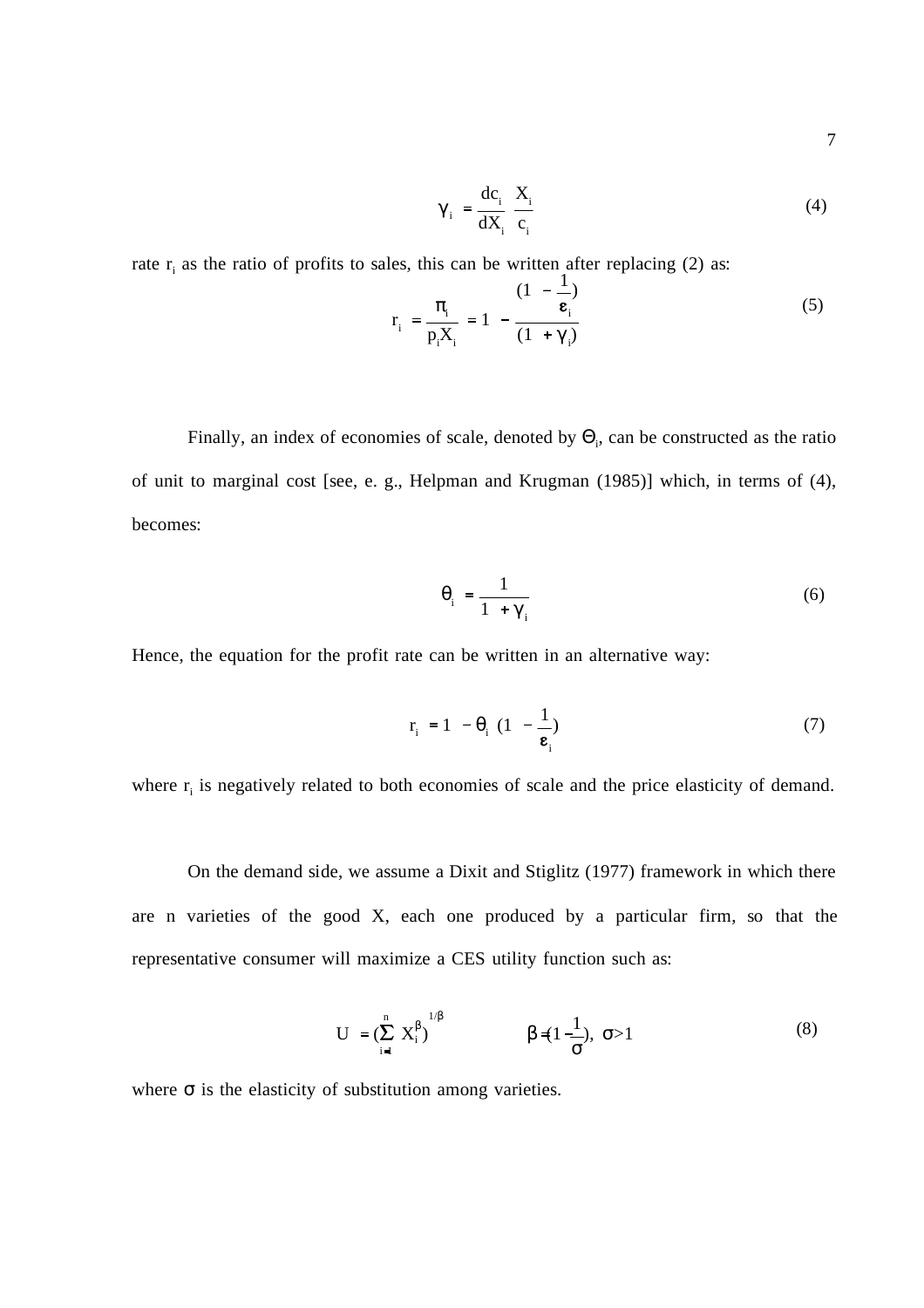$$\gamma_i = \frac{dc_i}{dX_i}\frac{X_i}{c_i} \tag{4}$$

rate $r_i$ as the ratio of profits to sales, this can be written after replacing (2) as:

$$r_i = \frac{\pi_i}{p_i X_i} = 1 - \frac{(1 - \frac{1}{\varepsilon_i})}{(1 + \gamma_i)} \tag{5}$$

Finally, an index of economies of scale, denoted by $\Theta_i$, can be constructed as the ratio of unit to marginal cost [see, e. g., Helpman and Krugman (1985)] which, in terms of (4), becomes:

$$\theta_i = \frac{1}{1 + \gamma_i} \tag{6}$$

Hence, the equation for the profit rate can be written in an alternative way:

$$r_i = 1 - \theta_i \left(1 - \frac{1}{\varepsilon_i}\right) \tag{7}$$

where $r_i$ is negatively related to both economies of scale and the price elasticity of demand.

On the demand side, we assume a Dixit and Stiglitz (1977) framework in which there are n varieties of the good X, each one produced by a particular firm, so that the representative consumer will maximize a CES utility function such as:

$$U = \left(\sum_{i=1}^{n} X_i^{\beta}\right)^{1/\beta} \qquad \beta = \left(1 - \frac{1}{\sigma}\right),\ \sigma > 1 \tag{8}$$

where $\sigma$ is the elasticity of substitution among varieties.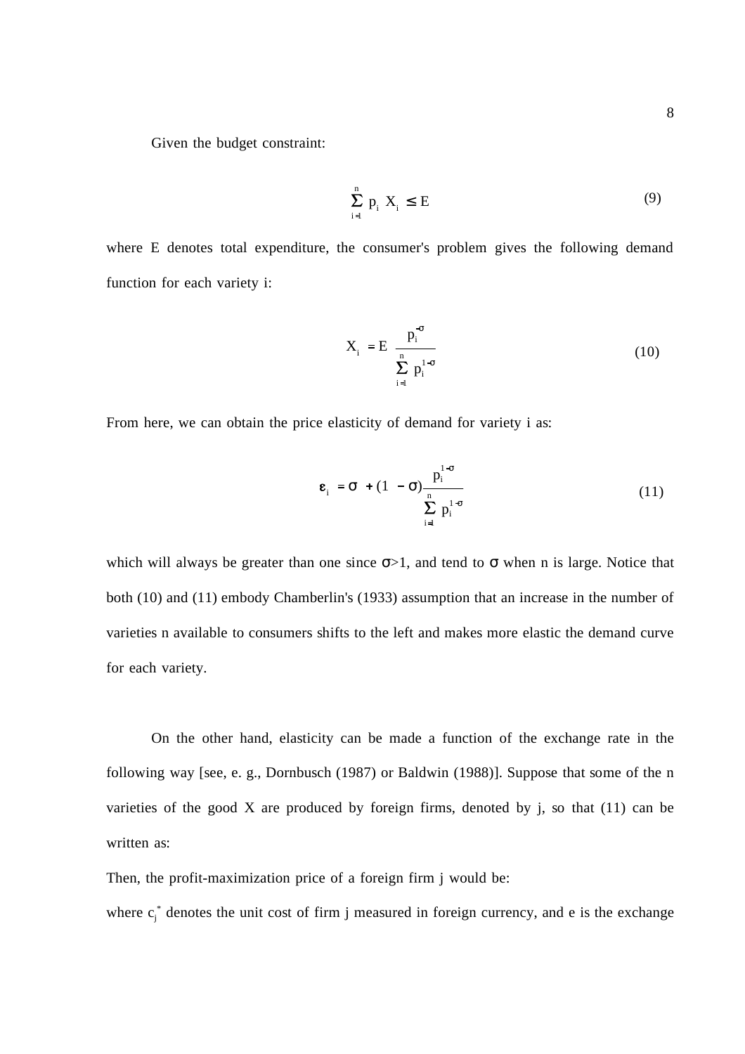Given the budget constraint:

$$\sum_{i=1}^{n} p_i \, X_i \leq E \tag{9}$$

where E denotes total expenditure, the consumer's problem gives the following demand function for each variety i:

$$X_i = E \, \frac{p_i^{-\sigma}}{\sum_{i=1}^{n} p_i^{1-\sigma}} \tag{10}$$

From here, we can obtain the price elasticity of demand for variety i as:

$$\varepsilon_i = \sigma + (1 - \sigma) \frac{p_i^{1-\sigma}}{\sum_{i=1}^{n} p_i^{1-\sigma}} \tag{11}$$

which will always be greater than one since $\sigma>1$, and tend to $\sigma$ when n is large. Notice that both (10) and (11) embody Chamberlin's (1933) assumption that an increase in the number of varieties n available to consumers shifts to the left and makes more elastic the demand curve for each variety.

On the other hand, elasticity can be made a function of the exchange rate in the following way [see, e. g., Dornbusch (1987) or Baldwin (1988)]. Suppose that some of the n varieties of the good X are produced by foreign firms, denoted by j, so that (11) can be written as:

Then, the profit-maximization price of a foreign firm j would be:

where $c_j^*$ denotes the unit cost of firm j measured in foreign currency, and e is the exchange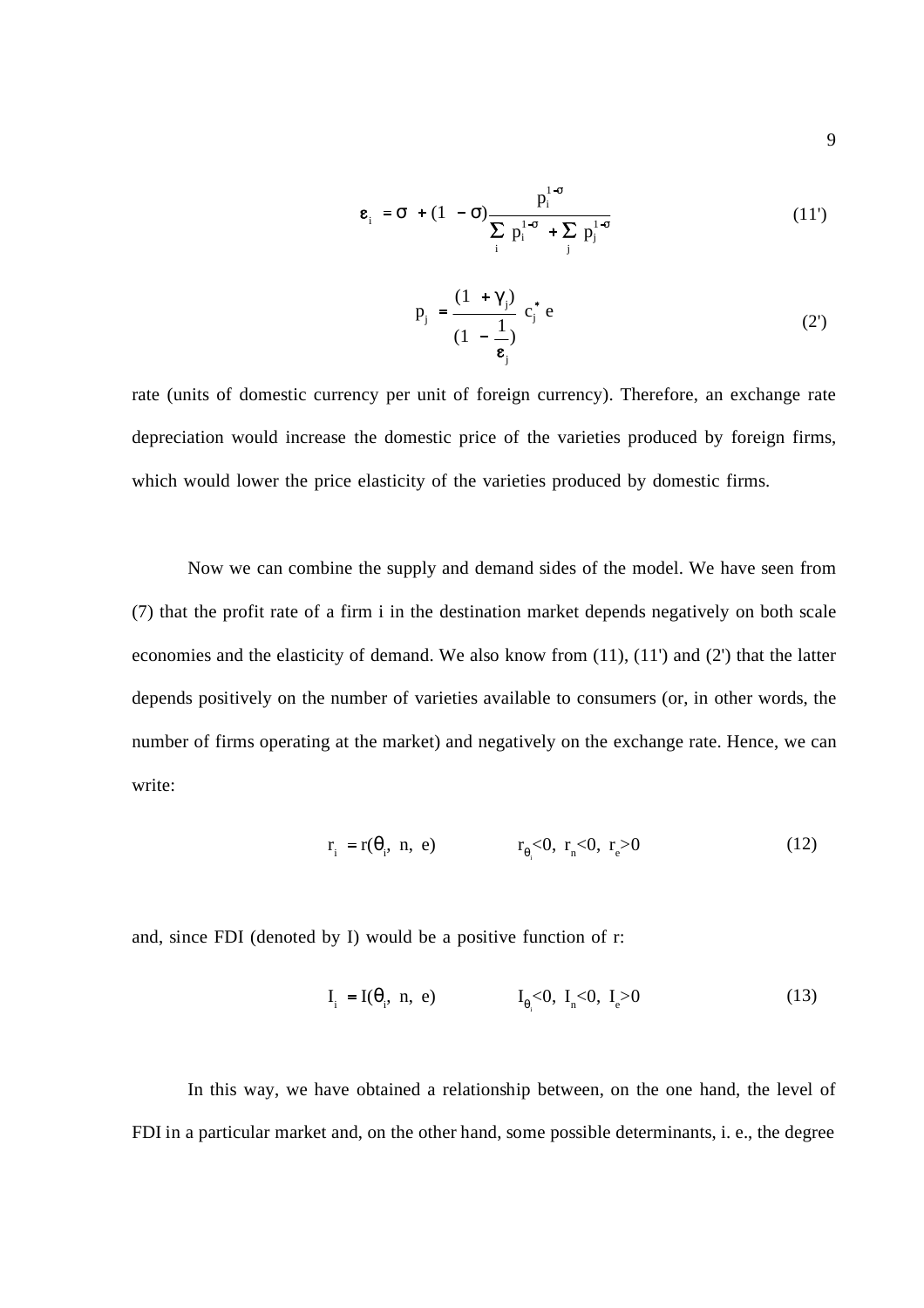$$\varepsilon_i = \sigma + (1 - \sigma)\frac{p_i^{1-\sigma}}{\sum_i p_i^{1-\sigma} + \sum_j p_j^{1-\sigma}} \tag{11'}$$

$$p_j = \frac{(1 + \gamma_j)}{(1 - \frac{1}{\varepsilon_j})} c_j^* e \tag{2'}$$

rate (units of domestic currency per unit of foreign currency). Therefore, an exchange rate depreciation would increase the domestic price of the varieties produced by foreign firms, which would lower the price elasticity of the varieties produced by domestic firms.

Now we can combine the supply and demand sides of the model. We have seen from (7) that the profit rate of a firm i in the destination market depends negatively on both scale economies and the elasticity of demand. We also know from (11), (11') and (2') that the latter depends positively on the number of varieties available to consumers (or, in other words, the number of firms operating at the market) and negatively on the exchange rate. Hence, we can write:

$$r_i = r(\theta_i, n, e) \qquad r_{\theta_i}<0, \; r_n<0, \; r_e>0 \tag{12}$$

and, since FDI (denoted by I) would be a positive function of r:

$$I_i = I(\theta_i, n, e) \qquad I_{\theta_i}<0, \; I_n<0, \; I_e>0 \tag{13}$$

In this way, we have obtained a relationship between, on the one hand, the level of FDI in a particular market and, on the other hand, some possible determinants, i. e., the degree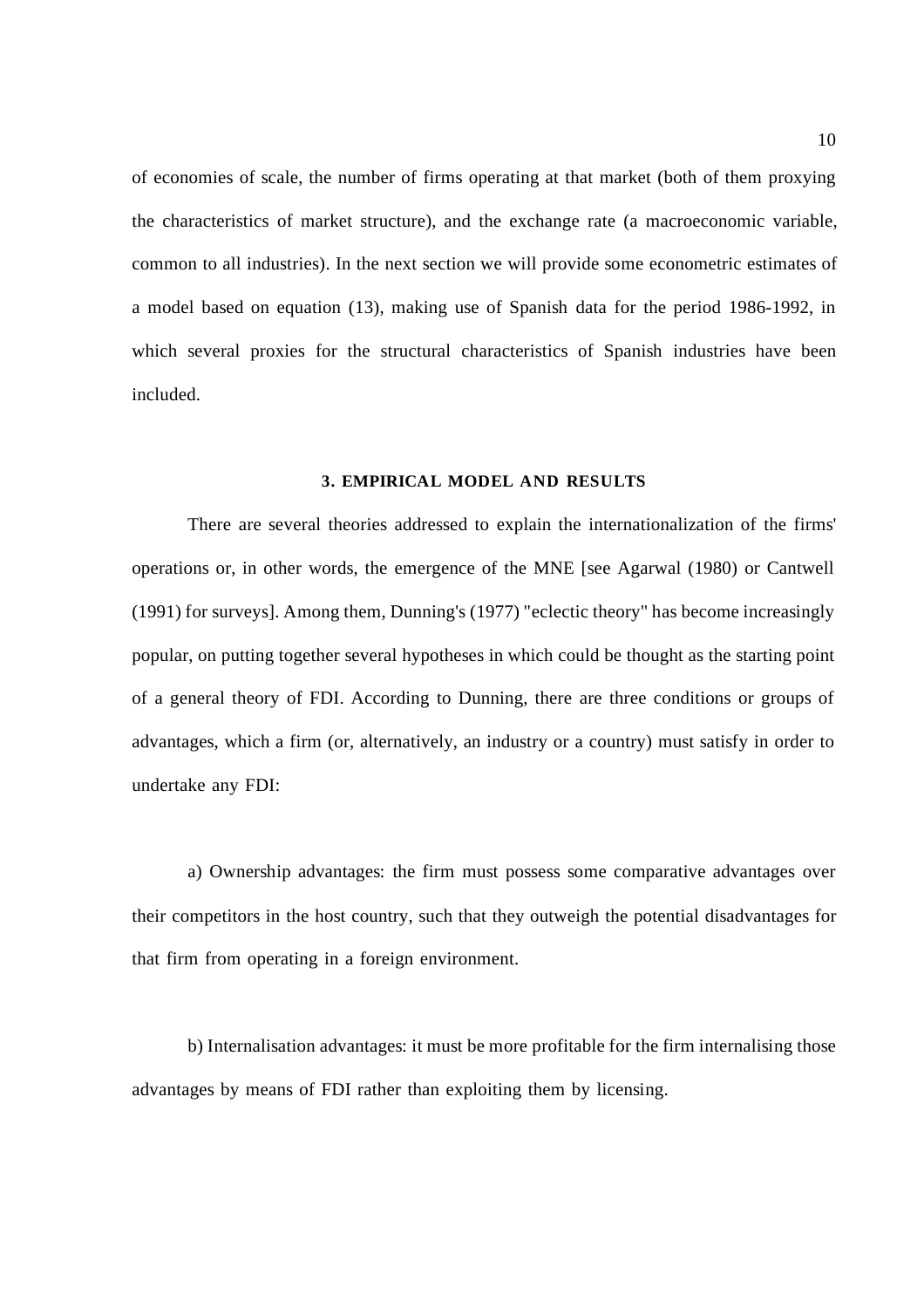of economies of scale, the number of firms operating at that market (both of them proxying the characteristics of market structure), and the exchange rate (a macroeconomic variable, common to all industries). In the next section we will provide some econometric estimates of a model based on equation (13), making use of Spanish data for the period 1986-1992, in which several proxies for the structural characteristics of Spanish industries have been included.

## 3. EMPIRICAL MODEL AND RESULTS

There are several theories addressed to explain the internationalization of the firms' operations or, in other words, the emergence of the MNE [see Agarwal (1980) or Cantwell (1991) for surveys]. Among them, Dunning's (1977) "eclectic theory" has become increasingly popular, on putting together several hypotheses in which could be thought as the starting point of a general theory of FDI. According to Dunning, there are three conditions or groups of advantages, which a firm (or, alternatively, an industry or a country) must satisfy in order to undertake any FDI:

a) Ownership advantages: the firm must possess some comparative advantages over their competitors in the host country, such that they outweigh the potential disadvantages for that firm from operating in a foreign environment.

b) Internalisation advantages: it must be more profitable for the firm internalising those advantages by means of FDI rather than exploiting them by licensing.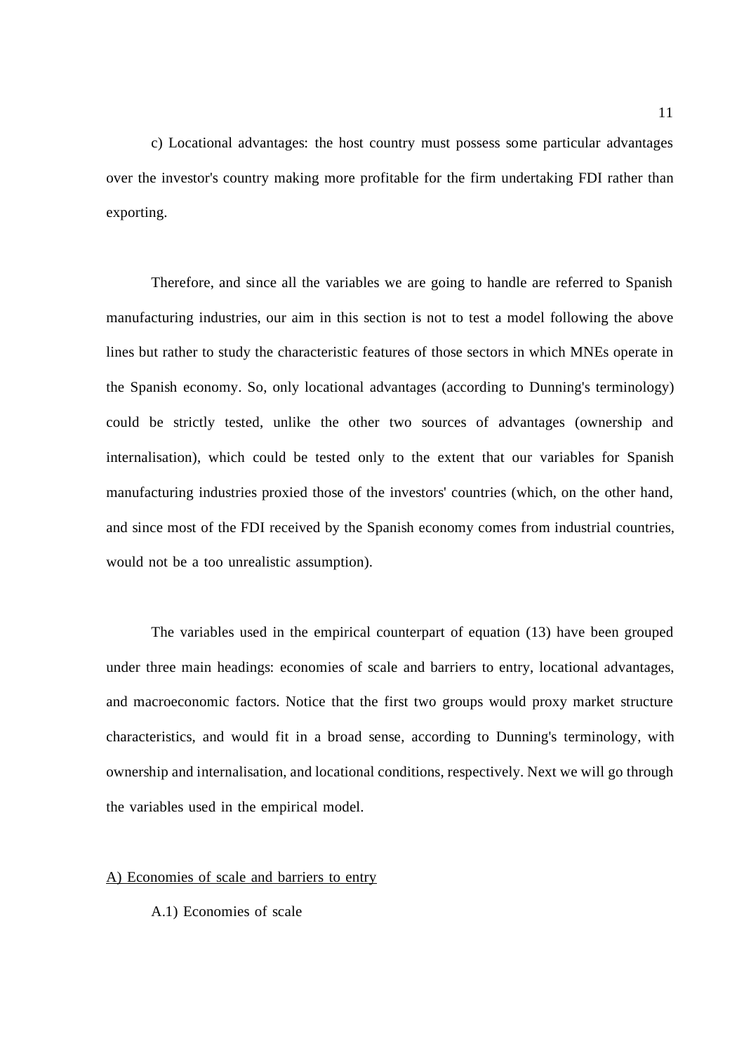c) Locational advantages: the host country must possess some particular advantages over the investor's country making more profitable for the firm undertaking FDI rather than exporting.

Therefore, and since all the variables we are going to handle are referred to Spanish manufacturing industries, our aim in this section is not to test a model following the above lines but rather to study the characteristic features of those sectors in which MNEs operate in the Spanish economy. So, only locational advantages (according to Dunning's terminology) could be strictly tested, unlike the other two sources of advantages (ownership and internalisation), which could be tested only to the extent that our variables for Spanish manufacturing industries proxied those of the investors' countries (which, on the other hand, and since most of the FDI received by the Spanish economy comes from industrial countries, would not be a too unrealistic assumption).

The variables used in the empirical counterpart of equation (13) have been grouped under three main headings: economies of scale and barriers to entry, locational advantages, and macroeconomic factors. Notice that the first two groups would proxy market structure characteristics, and would fit in a broad sense, according to Dunning's terminology, with ownership and internalisation, and locational conditions, respectively. Next we will go through the variables used in the empirical model.

A) Economies of scale and barriers to entry

A.1) Economies of scale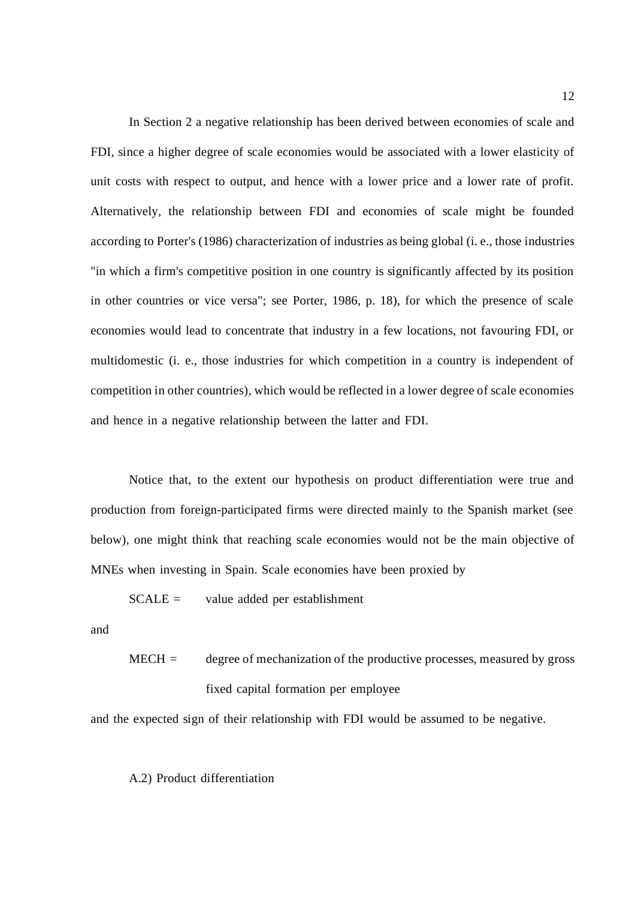In Section 2 a negative relationship has been derived between economies of scale and FDI, since a higher degree of scale economies would be associated with a lower elasticity of unit costs with respect to output, and hence with a lower price and a lower rate of profit. Alternatively, the relationship between FDI and economies of scale might be founded according to Porter's (1986) characterization of industries as being global (i. e., those industries "in which a firm's competitive position in one country is significantly affected by its position in other countries or vice versa"; see Porter, 1986, p. 18), for which the presence of scale economies would lead to concentrate that industry in a few locations, not favouring FDI, or multidomestic (i. e., those industries for which competition in a country is independent of competition in other countries), which would be reflected in a lower degree of scale economies and hence in a negative relationship between the latter and FDI.

Notice that, to the extent our hypothesis on product differentiation were true and production from foreign-participated firms were directed mainly to the Spanish market (see below), one might think that reaching scale economies would not be the main objective of MNEs when investing in Spain. Scale economies have been proxied by

SCALE = value added per establishment

and

MECH = degree of mechanization of the productive processes, measured by gross fixed capital formation per employee

and the expected sign of their relationship with FDI would be assumed to be negative.

A.2) Product differentiation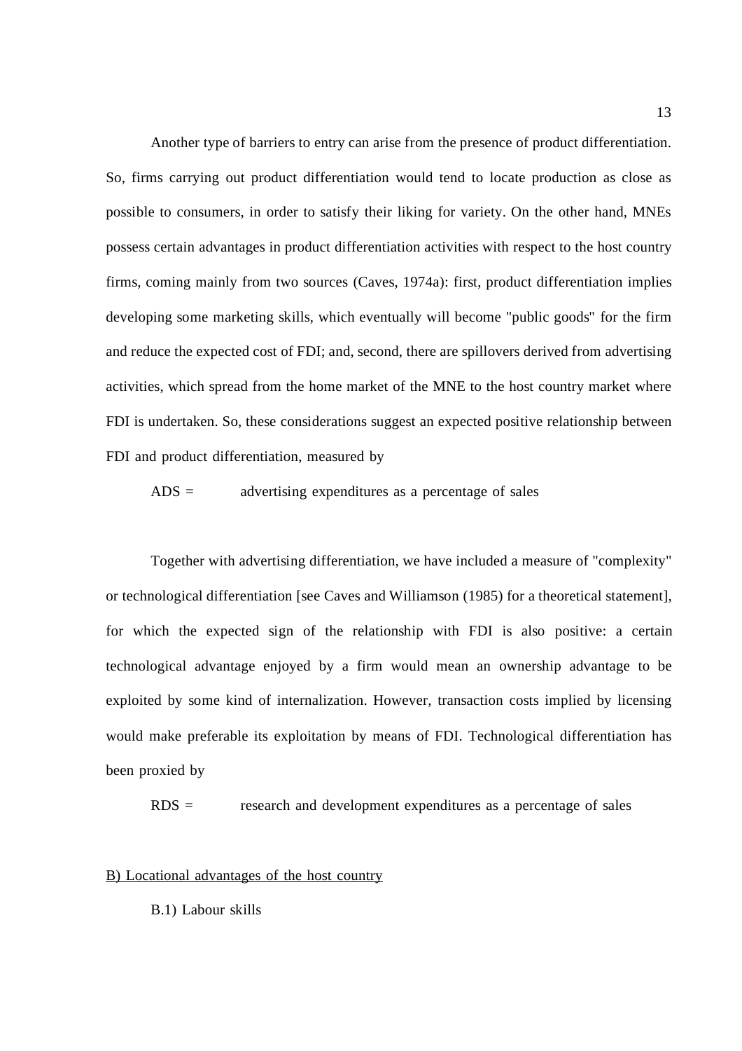Another type of barriers to entry can arise from the presence of product differentiation. So, firms carrying out product differentiation would tend to locate production as close as possible to consumers, in order to satisfy their liking for variety. On the other hand, MNEs possess certain advantages in product differentiation activities with respect to the host country firms, coming mainly from two sources (Caves, 1974a): first, product differentiation implies developing some marketing skills, which eventually will become "public goods" for the firm and reduce the expected cost of FDI; and, second, there are spillovers derived from advertising activities, which spread from the home market of the MNE to the host country market where FDI is undertaken. So, these considerations suggest an expected positive relationship between FDI and product differentiation, measured by

ADS = advertising expenditures as a percentage of sales

Together with advertising differentiation, we have included a measure of "complexity" or technological differentiation [see Caves and Williamson (1985) for a theoretical statement], for which the expected sign of the relationship with FDI is also positive: a certain technological advantage enjoyed by a firm would mean an ownership advantage to be exploited by some kind of internalization. However, transaction costs implied by licensing would make preferable its exploitation by means of FDI. Technological differentiation has been proxied by

RDS = research and development expenditures as a percentage of sales

## B) Locational advantages of the host country

### B.1) Labour skills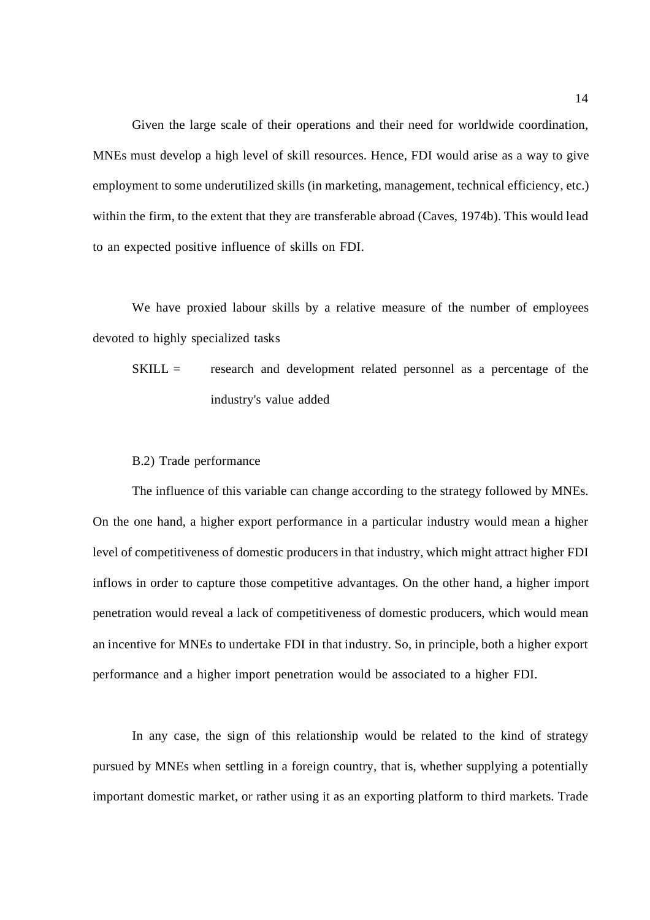Given the large scale of their operations and their need for worldwide coordination, MNEs must develop a high level of skill resources. Hence, FDI would arise as a way to give employment to some underutilized skills (in marketing, management, technical efficiency, etc.) within the firm, to the extent that they are transferable abroad (Caves, 1974b). This would lead to an expected positive influence of skills on FDI.

We have proxied labour skills by a relative measure of the number of employees devoted to highly specialized tasks

SKILL = research and development related personnel as a percentage of the industry's value added

B.2) Trade performance

The influence of this variable can change according to the strategy followed by MNEs. On the one hand, a higher export performance in a particular industry would mean a higher level of competitiveness of domestic producers in that industry, which might attract higher FDI inflows in order to capture those competitive advantages. On the other hand, a higher import penetration would reveal a lack of competitiveness of domestic producers, which would mean an incentive for MNEs to undertake FDI in that industry. So, in principle, both a higher export performance and a higher import penetration would be associated to a higher FDI.

In any case, the sign of this relationship would be related to the kind of strategy pursued by MNEs when settling in a foreign country, that is, whether supplying a potentially important domestic market, or rather using it as an exporting platform to third markets. Trade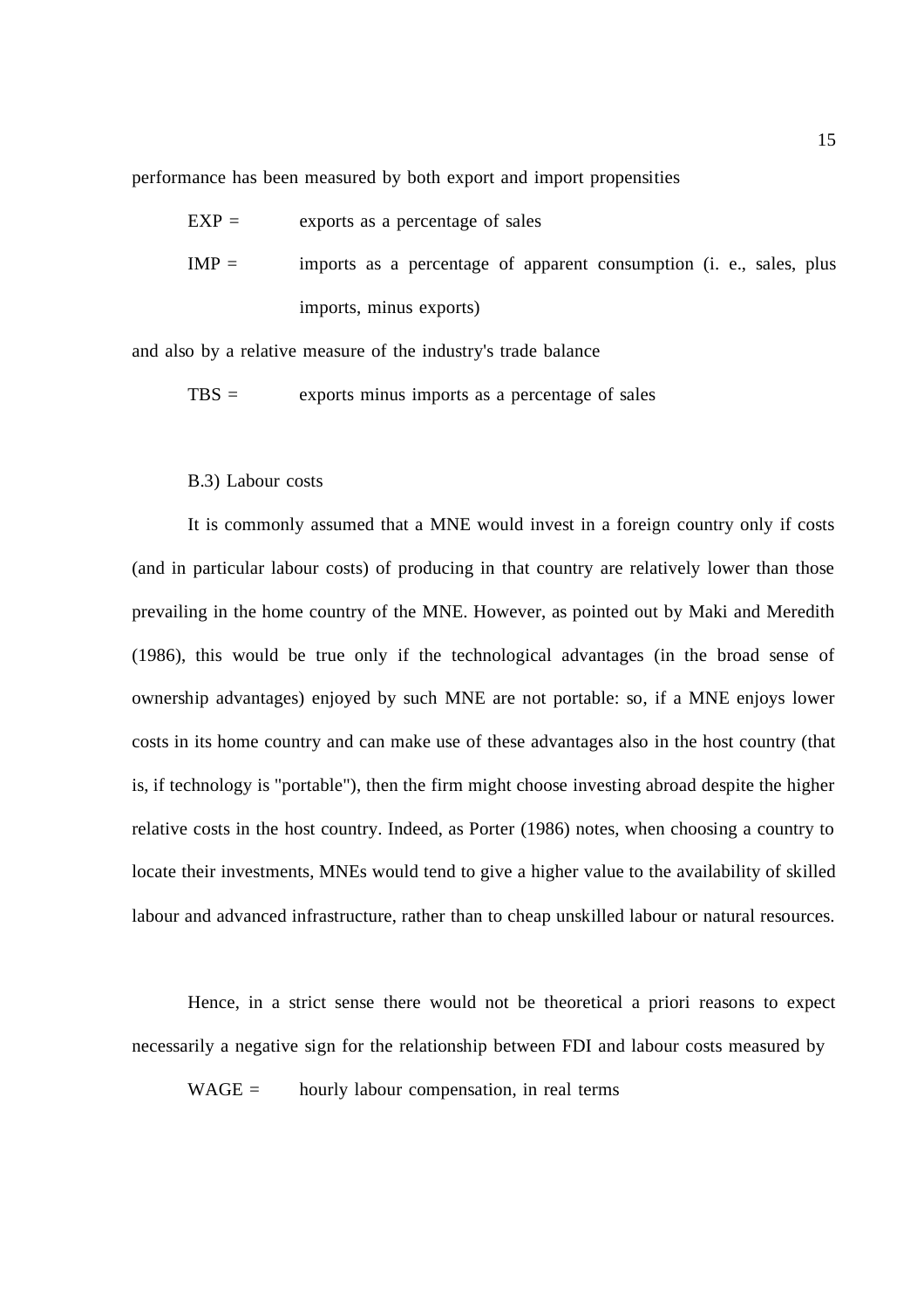performance has been measured by both export and import propensities

EXP = exports as a percentage of sales

IMP = imports as a percentage of apparent consumption (i. e., sales, plus imports, minus exports)

and also by a relative measure of the industry's trade balance

TBS = exports minus imports as a percentage of sales

B.3) Labour costs

It is commonly assumed that a MNE would invest in a foreign country only if costs (and in particular labour costs) of producing in that country are relatively lower than those prevailing in the home country of the MNE. However, as pointed out by Maki and Meredith (1986), this would be true only if the technological advantages (in the broad sense of ownership advantages) enjoyed by such MNE are not portable: so, if a MNE enjoys lower costs in its home country and can make use of these advantages also in the host country (that is, if technology is "portable"), then the firm might choose investing abroad despite the higher relative costs in the host country. Indeed, as Porter (1986) notes, when choosing a country to locate their investments, MNEs would tend to give a higher value to the availability of skilled labour and advanced infrastructure, rather than to cheap unskilled labour or natural resources.

Hence, in a strict sense there would not be theoretical a priori reasons to expect necessarily a negative sign for the relationship between FDI and labour costs measured by

WAGE = hourly labour compensation, in real terms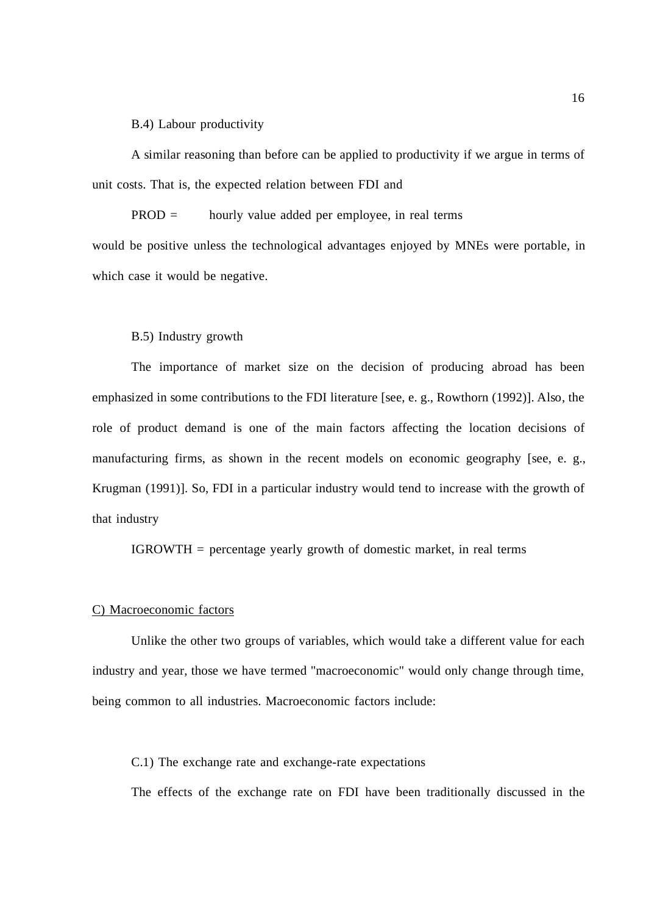B.4) Labour productivity

A similar reasoning than before can be applied to productivity if we argue in terms of unit costs. That is, the expected relation between FDI and

PROD = hourly value added per employee, in real terms

would be positive unless the technological advantages enjoyed by MNEs were portable, in which case it would be negative.

B.5) Industry growth

The importance of market size on the decision of producing abroad has been emphasized in some contributions to the FDI literature [see, e. g., Rowthorn (1992)]. Also, the role of product demand is one of the main factors affecting the location decisions of manufacturing firms, as shown in the recent models on economic geography [see, e. g., Krugman (1991)]. So, FDI in a particular industry would tend to increase with the growth of that industry

IGROWTH = percentage yearly growth of domestic market, in real terms

C) Macroeconomic factors

Unlike the other two groups of variables, which would take a different value for each industry and year, those we have termed "macroeconomic" would only change through time, being common to all industries. Macroeconomic factors include:

C.1) The exchange rate and exchange-rate expectations

The effects of the exchange rate on FDI have been traditionally discussed in the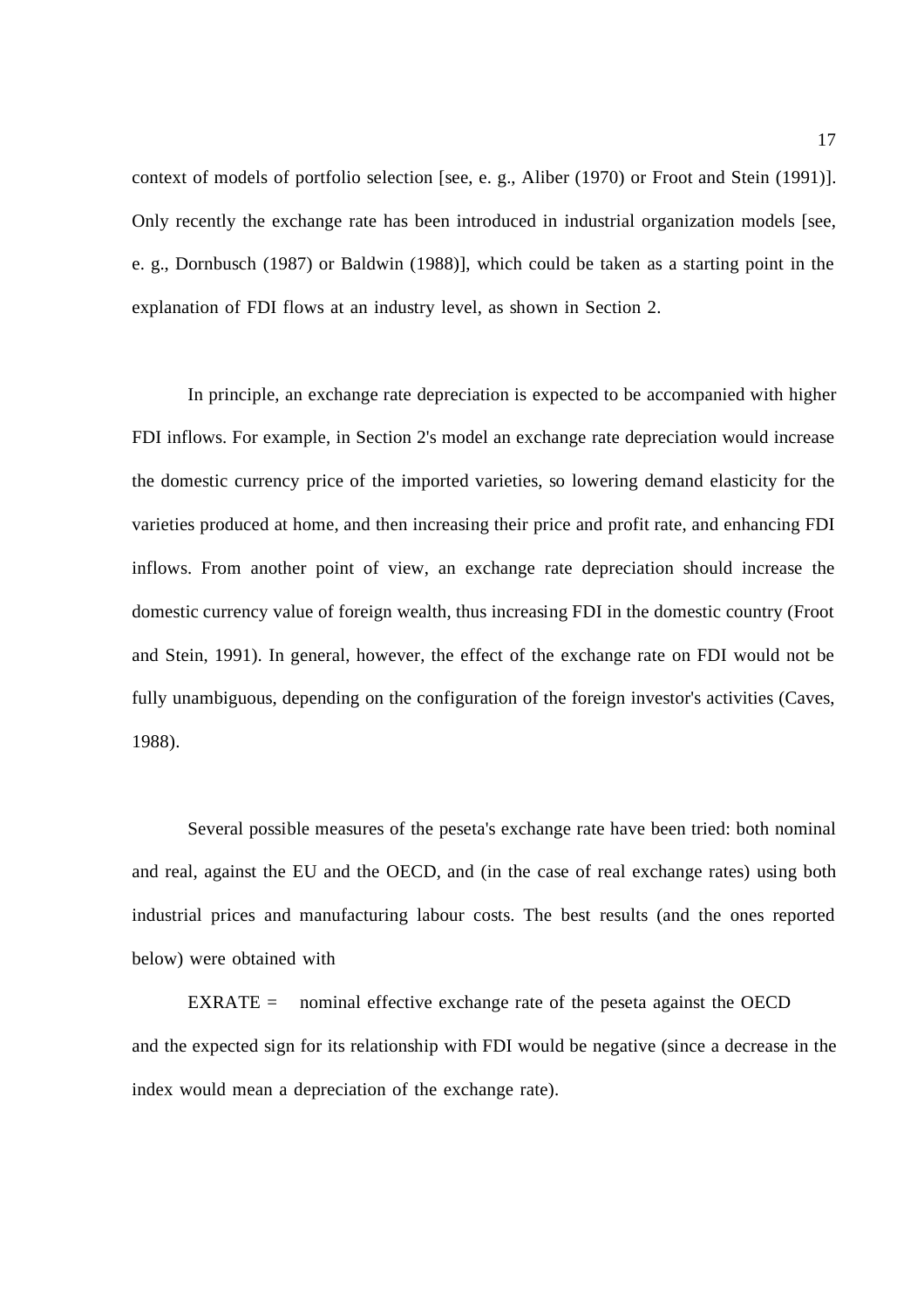context of models of portfolio selection [see, e. g., Aliber (1970) or Froot and Stein (1991)]. Only recently the exchange rate has been introduced in industrial organization models [see, e. g., Dornbusch (1987) or Baldwin (1988)], which could be taken as a starting point in the explanation of FDI flows at an industry level, as shown in Section 2.

In principle, an exchange rate depreciation is expected to be accompanied with higher FDI inflows. For example, in Section 2's model an exchange rate depreciation would increase the domestic currency price of the imported varieties, so lowering demand elasticity for the varieties produced at home, and then increasing their price and profit rate, and enhancing FDI inflows. From another point of view, an exchange rate depreciation should increase the domestic currency value of foreign wealth, thus increasing FDI in the domestic country (Froot and Stein, 1991). In general, however, the effect of the exchange rate on FDI would not be fully unambiguous, depending on the configuration of the foreign investor's activities (Caves, 1988).

Several possible measures of the peseta's exchange rate have been tried: both nominal and real, against the EU and the OECD, and (in the case of real exchange rates) using both industrial prices and manufacturing labour costs. The best results (and the ones reported below) were obtained with

EXRATE = nominal effective exchange rate of the peseta against the OECD

and the expected sign for its relationship with FDI would be negative (since a decrease in the index would mean a depreciation of the exchange rate).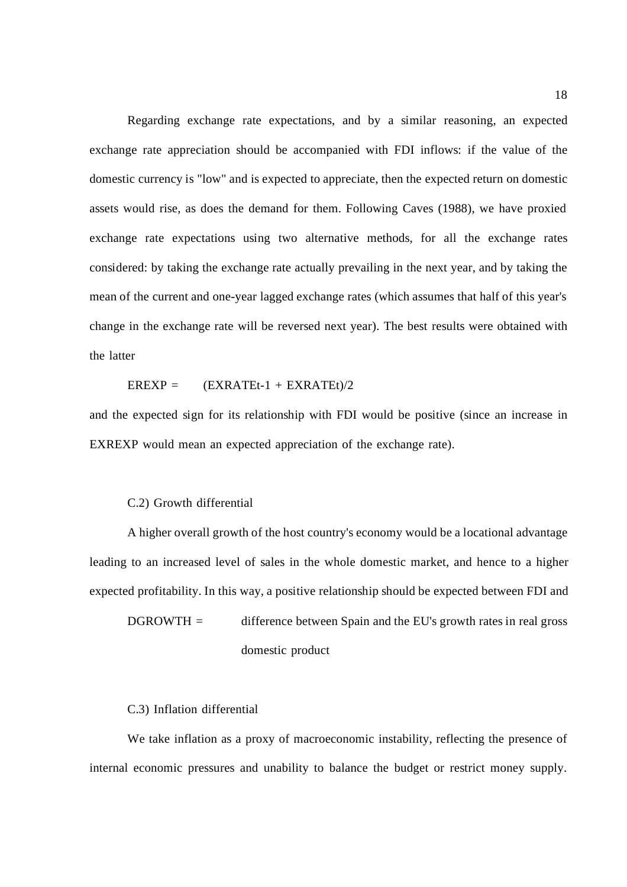Regarding exchange rate expectations, and by a similar reasoning, an expected exchange rate appreciation should be accompanied with FDI inflows: if the value of the domestic currency is "low" and is expected to appreciate, then the expected return on domestic assets would rise, as does the demand for them. Following Caves (1988), we have proxied exchange rate expectations using two alternative methods, for all the exchange rates considered: by taking the exchange rate actually prevailing in the next year, and by taking the mean of the current and one-year lagged exchange rates (which assumes that half of this year's change in the exchange rate will be reversed next year). The best results were obtained with the latter

$$EREXP = (EXRATE_{t-1} + EXRATE_t)/2$$

and the expected sign for its relationship with FDI would be positive (since an increase in EXREXP would mean an expected appreciation of the exchange rate).

C.2) Growth differential

A higher overall growth of the host country's economy would be a locational advantage leading to an increased level of sales in the whole domestic market, and hence to a higher expected profitability. In this way, a positive relationship should be expected between FDI and

DGROWTH = difference between Spain and the EU's growth rates in real gross domestic product

C.3) Inflation differential

We take inflation as a proxy of macroeconomic instability, reflecting the presence of internal economic pressures and unability to balance the budget or restrict money supply.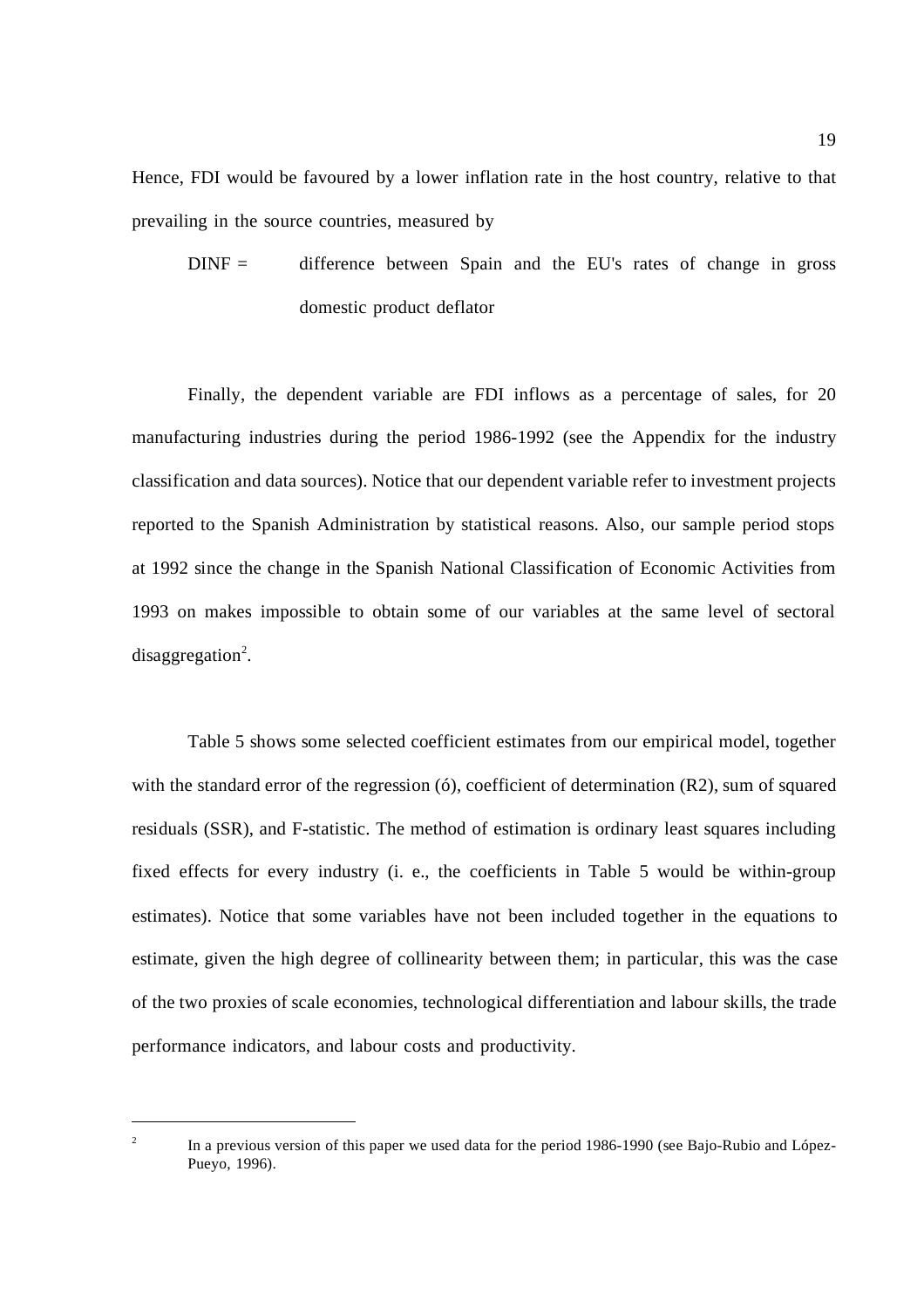Hence, FDI would be favoured by a lower inflation rate in the host country, relative to that prevailing in the source countries, measured by

DINF = difference between Spain and the EU's rates of change in gross domestic product deflator

Finally, the dependent variable are FDI inflows as a percentage of sales, for 20 manufacturing industries during the period 1986-1992 (see the Appendix for the industry classification and data sources). Notice that our dependent variable refer to investment projects reported to the Spanish Administration by statistical reasons. Also, our sample period stops at 1992 since the change in the Spanish National Classification of Economic Activities from 1993 on makes impossible to obtain some of our variables at the same level of sectoral disaggregation[2].

Table 5 shows some selected coefficient estimates from our empirical model, together with the standard error of the regression (ó), coefficient of determination (R2), sum of squared residuals (SSR), and F-statistic. The method of estimation is ordinary least squares including fixed effects for every industry (i. e., the coefficients in Table 5 would be within-group estimates). Notice that some variables have not been included together in the equations to estimate, given the high degree of collinearity between them; in particular, this was the case of the two proxies of scale economies, technological differentiation and labour skills, the trade performance indicators, and labour costs and productivity.

---

[2] In a previous version of this paper we used data for the period 1986-1990 (see Bajo-Rubio and López-Pueyo, 1996).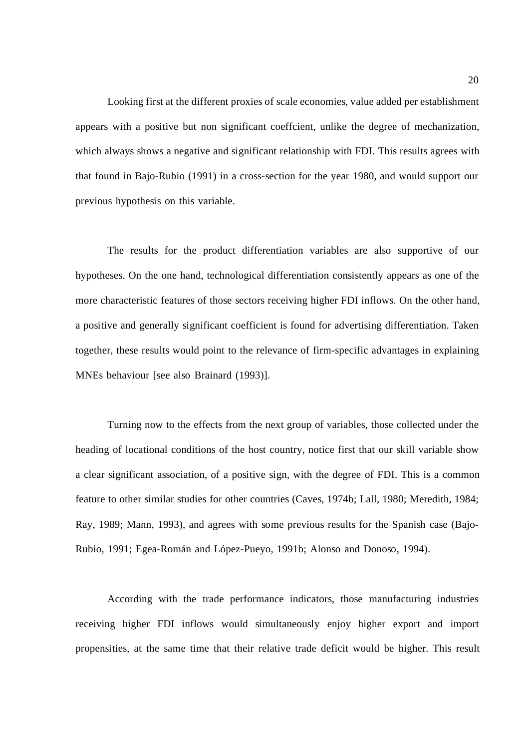Looking first at the different proxies of scale economies, value added per establishment appears with a positive but non significant coeffcient, unlike the degree of mechanization, which always shows a negative and significant relationship with FDI. This results agrees with that found in Bajo-Rubio (1991) in a cross-section for the year 1980, and would support our previous hypothesis on this variable.

The results for the product differentiation variables are also supportive of our hypotheses. On the one hand, technological differentiation consistently appears as one of the more characteristic features of those sectors receiving higher FDI inflows. On the other hand, a positive and generally significant coefficient is found for advertising differentiation. Taken together, these results would point to the relevance of firm-specific advantages in explaining MNEs behaviour [see also Brainard (1993)].

Turning now to the effects from the next group of variables, those collected under the heading of locational conditions of the host country, notice first that our skill variable show a clear significant association, of a positive sign, with the degree of FDI. This is a common feature to other similar studies for other countries (Caves, 1974b; Lall, 1980; Meredith, 1984; Ray, 1989; Mann, 1993), and agrees with some previous results for the Spanish case (Bajo-Rubio, 1991; Egea-Román and López-Pueyo, 1991b; Alonso and Donoso, 1994).

According with the trade performance indicators, those manufacturing industries receiving higher FDI inflows would simultaneously enjoy higher export and import propensities, at the same time that their relative trade deficit would be higher. This result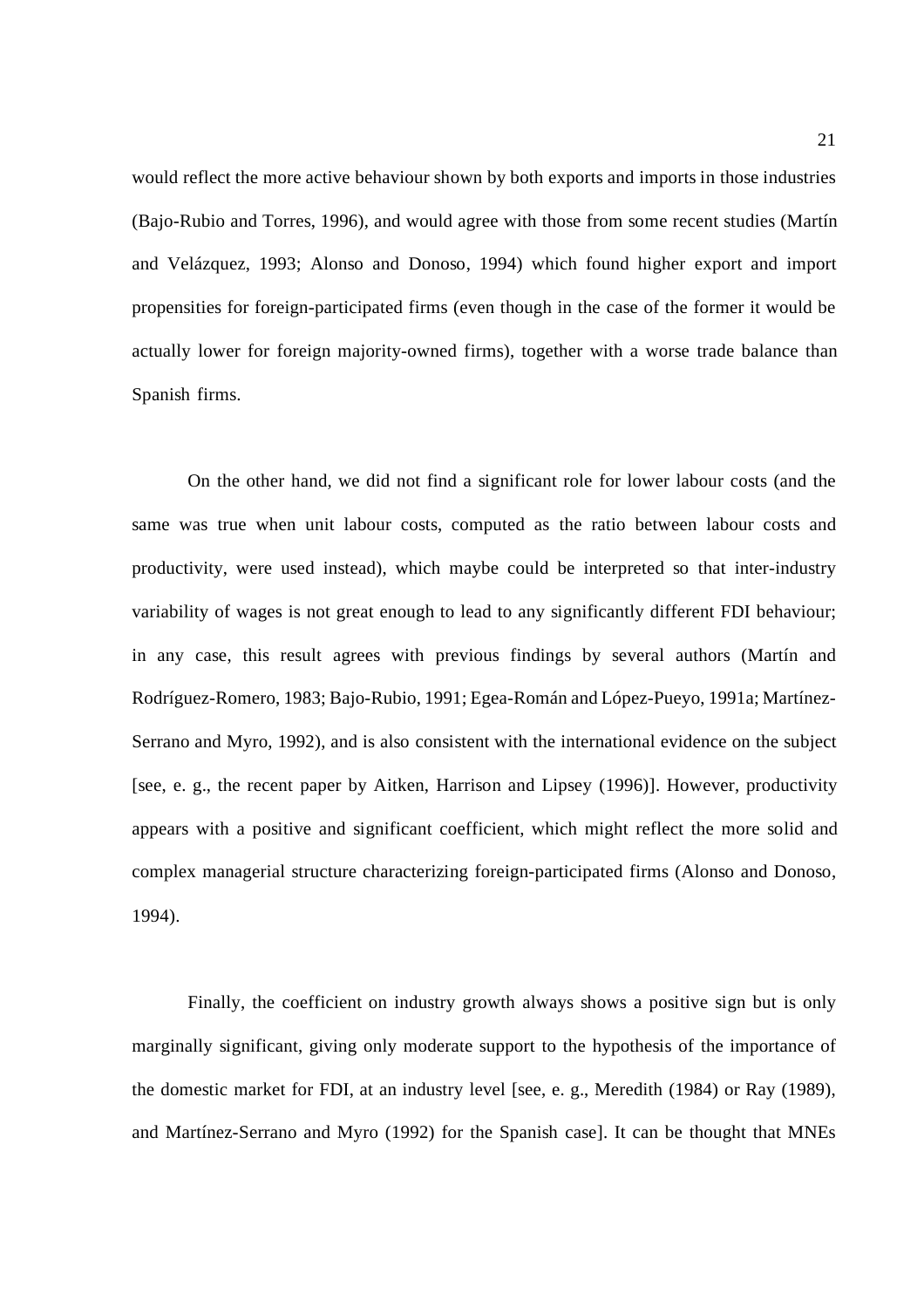would reflect the more active behaviour shown by both exports and imports in those industries (Bajo-Rubio and Torres, 1996), and would agree with those from some recent studies (Martín and Velázquez, 1993; Alonso and Donoso, 1994) which found higher export and import propensities for foreign-participated firms (even though in the case of the former it would be actually lower for foreign majority-owned firms), together with a worse trade balance than Spanish firms.

On the other hand, we did not find a significant role for lower labour costs (and the same was true when unit labour costs, computed as the ratio between labour costs and productivity, were used instead), which maybe could be interpreted so that inter-industry variability of wages is not great enough to lead to any significantly different FDI behaviour; in any case, this result agrees with previous findings by several authors (Martín and Rodríguez-Romero, 1983; Bajo-Rubio, 1991; Egea-Román and López-Pueyo, 1991a; Martínez-Serrano and Myro, 1992), and is also consistent with the international evidence on the subject [see, e. g., the recent paper by Aitken, Harrison and Lipsey (1996)]. However, productivity appears with a positive and significant coefficient, which might reflect the more solid and complex managerial structure characterizing foreign-participated firms (Alonso and Donoso, 1994).

Finally, the coefficient on industry growth always shows a positive sign but is only marginally significant, giving only moderate support to the hypothesis of the importance of the domestic market for FDI, at an industry level [see, e. g., Meredith (1984) or Ray (1989), and Martínez-Serrano and Myro (1992) for the Spanish case]. It can be thought that MNEs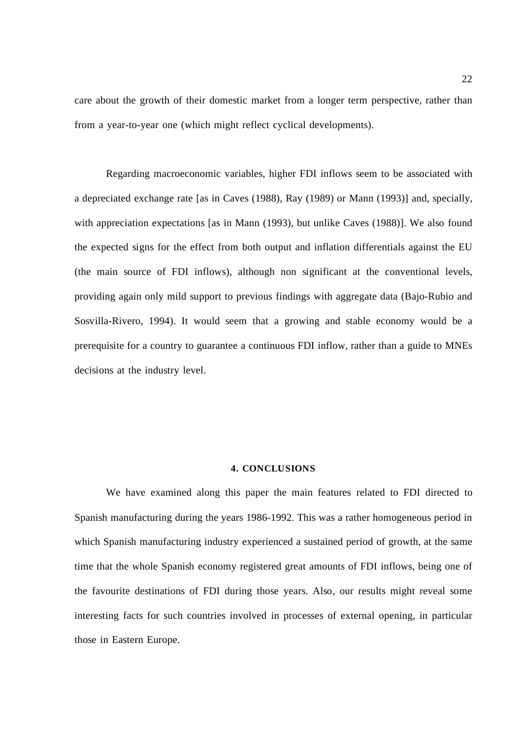care about the growth of their domestic market from a longer term perspective, rather than from a year-to-year one (which might reflect cyclical developments).

Regarding macroeconomic variables, higher FDI inflows seem to be associated with a depreciated exchange rate [as in Caves (1988), Ray (1989) or Mann (1993)] and, specially, with appreciation expectations [as in Mann (1993), but unlike Caves (1988)]. We also found the expected signs for the effect from both output and inflation differentials against the EU (the main source of FDI inflows), although non significant at the conventional levels, providing again only mild support to previous findings with aggregate data (Bajo-Rubio and Sosvilla-Rivero, 1994). It would seem that a growing and stable economy would be a prerequisite for a country to guarantee a continuous FDI inflow, rather than a guide to MNEs decisions at the industry level.

## 4. CONCLUSIONS

We have examined along this paper the main features related to FDI directed to Spanish manufacturing during the years 1986-1992. This was a rather homogeneous period in which Spanish manufacturing industry experienced a sustained period of growth, at the same time that the whole Spanish economy registered great amounts of FDI inflows, being one of the favourite destinations of FDI during those years. Also, our results might reveal some interesting facts for such countries involved in processes of external opening, in particular those in Eastern Europe.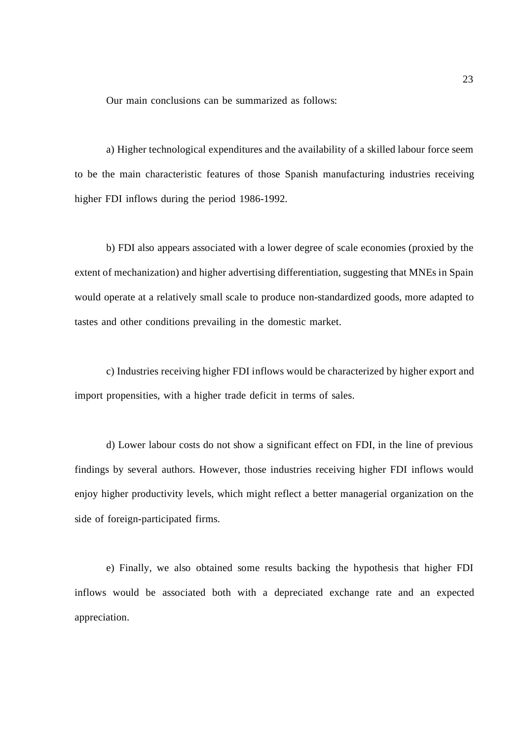Our main conclusions can be summarized as follows:

a) Higher technological expenditures and the availability of a skilled labour force seem to be the main characteristic features of those Spanish manufacturing industries receiving higher FDI inflows during the period 1986-1992.

b) FDI also appears associated with a lower degree of scale economies (proxied by the extent of mechanization) and higher advertising differentiation, suggesting that MNEs in Spain would operate at a relatively small scale to produce non-standardized goods, more adapted to tastes and other conditions prevailing in the domestic market.

c) Industries receiving higher FDI inflows would be characterized by higher export and import propensities, with a higher trade deficit in terms of sales.

d) Lower labour costs do not show a significant effect on FDI, in the line of previous findings by several authors. However, those industries receiving higher FDI inflows would enjoy higher productivity levels, which might reflect a better managerial organization on the side of foreign-participated firms.

e) Finally, we also obtained some results backing the hypothesis that higher FDI inflows would be associated both with a depreciated exchange rate and an expected appreciation.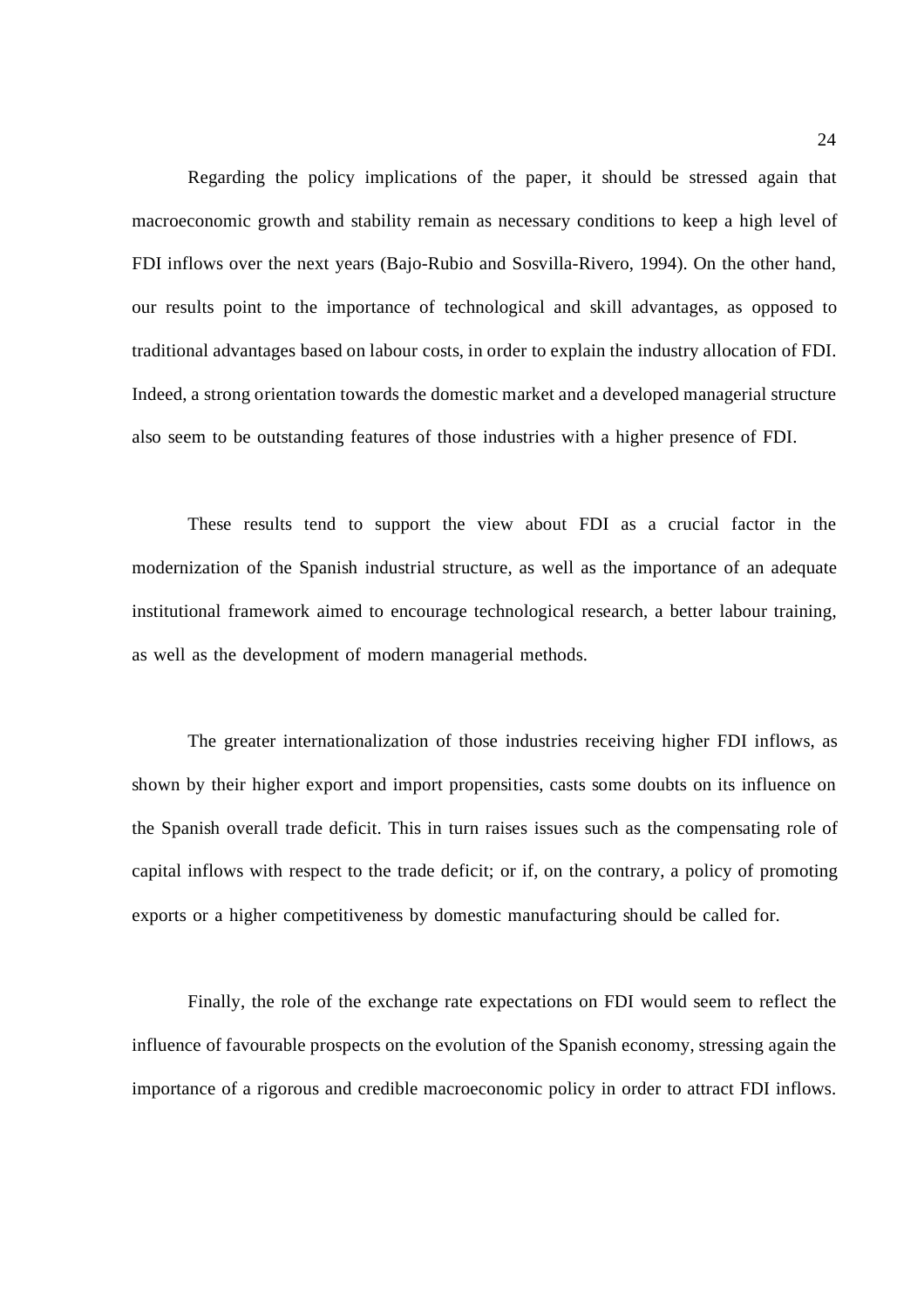Regarding the policy implications of the paper, it should be stressed again that macroeconomic growth and stability remain as necessary conditions to keep a high level of FDI inflows over the next years (Bajo-Rubio and Sosvilla-Rivero, 1994). On the other hand, our results point to the importance of technological and skill advantages, as opposed to traditional advantages based on labour costs, in order to explain the industry allocation of FDI. Indeed, a strong orientation towards the domestic market and a developed managerial structure also seem to be outstanding features of those industries with a higher presence of FDI.

These results tend to support the view about FDI as a crucial factor in the modernization of the Spanish industrial structure, as well as the importance of an adequate institutional framework aimed to encourage technological research, a better labour training, as well as the development of modern managerial methods.

The greater internationalization of those industries receiving higher FDI inflows, as shown by their higher export and import propensities, casts some doubts on its influence on the Spanish overall trade deficit. This in turn raises issues such as the compensating role of capital inflows with respect to the trade deficit; or if, on the contrary, a policy of promoting exports or a higher competitiveness by domestic manufacturing should be called for.

Finally, the role of the exchange rate expectations on FDI would seem to reflect the influence of favourable prospects on the evolution of the Spanish economy, stressing again the importance of a rigorous and credible macroeconomic policy in order to attract FDI inflows.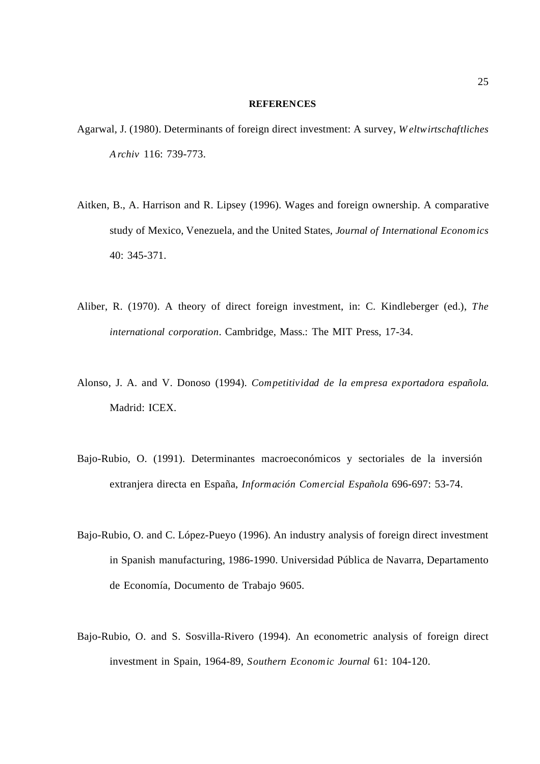## REFERENCES

Agarwal, J. (1980). Determinants of foreign direct investment: A survey, *Weltwirtschaftliches Archiv* 116: 739-773.

Aitken, B., A. Harrison and R. Lipsey (1996). Wages and foreign ownership. A comparative study of Mexico, Venezuela, and the United States, *Journal of International Economics* 40: 345-371.

Aliber, R. (1970). A theory of direct foreign investment, in: C. Kindleberger (ed.), *The international corporation*. Cambridge, Mass.: The MIT Press, 17-34.

Alonso, J. A. and V. Donoso (1994). *Competitividad de la empresa exportadora española.* Madrid: ICEX.

Bajo-Rubio, O. (1991). Determinantes macroeconómicos y sectoriales de la inversión extranjera directa en España, *Información Comercial Española* 696-697: 53-74.

Bajo-Rubio, O. and C. López-Pueyo (1996). An industry analysis of foreign direct investment in Spanish manufacturing, 1986-1990. Universidad Pública de Navarra, Departamento de Economía, Documento de Trabajo 9605.

Bajo-Rubio, O. and S. Sosvilla-Rivero (1994). An econometric analysis of foreign direct investment in Spain, 1964-89, *Southern Economic Journal* 61: 104-120.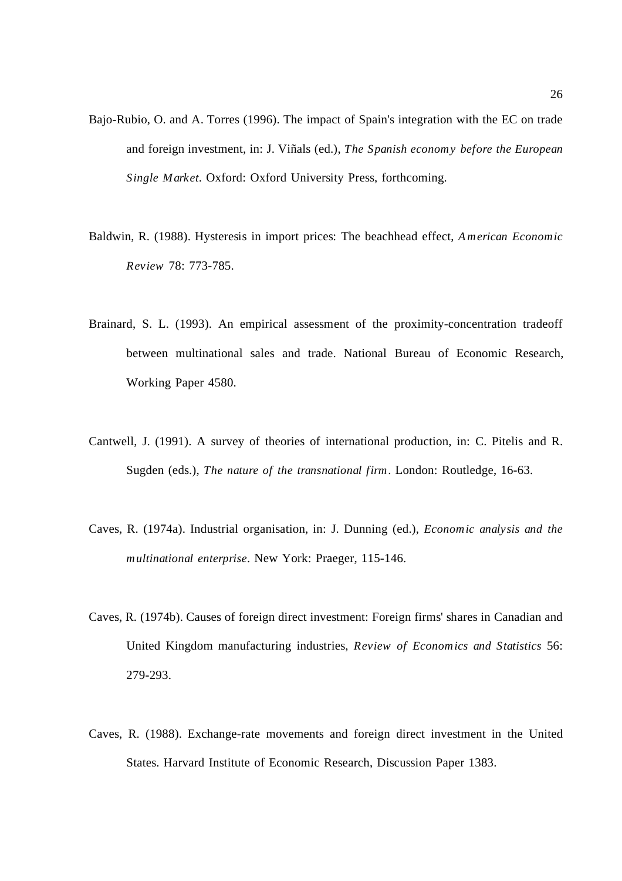Bajo-Rubio, O. and A. Torres (1996). The impact of Spain's integration with the EC on trade and foreign investment, in: J. Viñals (ed.), *The Spanish economy before the European Single Market*. Oxford: Oxford University Press, forthcoming.

Baldwin, R. (1988). Hysteresis in import prices: The beachhead effect, *American Economic Review* 78: 773-785.

Brainard, S. L. (1993). An empirical assessment of the proximity-concentration tradeoff between multinational sales and trade. National Bureau of Economic Research, Working Paper 4580.

Cantwell, J. (1991). A survey of theories of international production, in: C. Pitelis and R. Sugden (eds.), *The nature of the transnational firm*. London: Routledge, 16-63.

Caves, R. (1974a). Industrial organisation, in: J. Dunning (ed.), *Economic analysis and the multinational enterprise*. New York: Praeger, 115-146.

Caves, R. (1974b). Causes of foreign direct investment: Foreign firms' shares in Canadian and United Kingdom manufacturing industries, *Review of Economics and Statistics* 56: 279-293.

Caves, R. (1988). Exchange-rate movements and foreign direct investment in the United States. Harvard Institute of Economic Research, Discussion Paper 1383.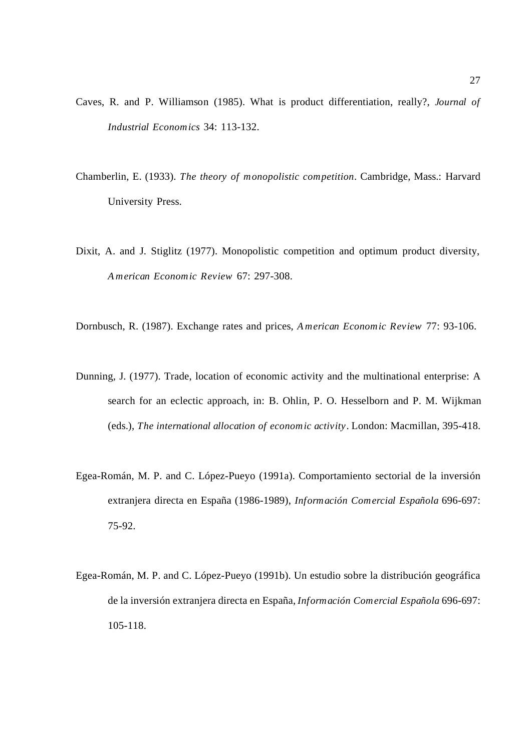Caves, R. and P. Williamson (1985). What is product differentiation, really?, *Journal of Industrial Economics* 34: 113-132.

Chamberlin, E. (1933). *The theory of monopolistic competition*. Cambridge, Mass.: Harvard University Press.

Dixit, A. and J. Stiglitz (1977). Monopolistic competition and optimum product diversity, *American Economic Review* 67: 297-308.

Dornbusch, R. (1987). Exchange rates and prices, *American Economic Review* 77: 93-106.

Dunning, J. (1977). Trade, location of economic activity and the multinational enterprise: A search for an eclectic approach, in: B. Ohlin, P. O. Hesselborn and P. M. Wijkman (eds.), *The international allocation of economic activity*. London: Macmillan, 395-418.

Egea-Román, M. P. and C. López-Pueyo (1991a). Comportamiento sectorial de la inversión extranjera directa en España (1986-1989), *Información Comercial Española* 696-697: 75-92.

Egea-Román, M. P. and C. López-Pueyo (1991b). Un estudio sobre la distribución geográfica de la inversión extranjera directa en España, *Información Comercial Española* 696-697: 105-118.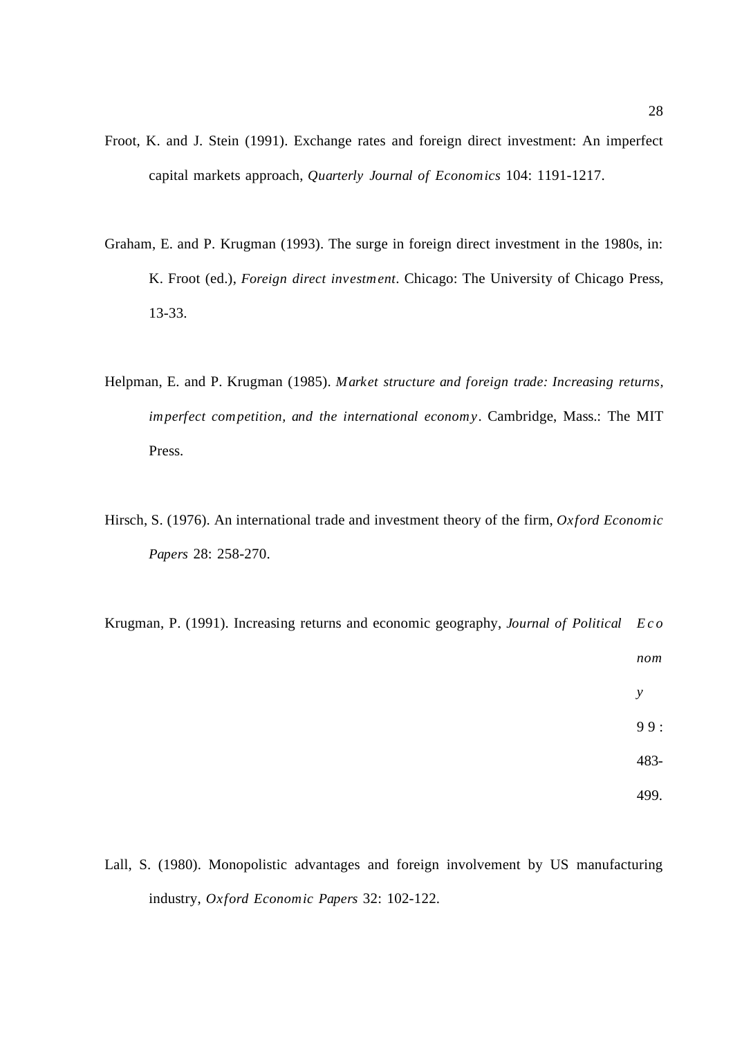Froot, K. and J. Stein (1991). Exchange rates and foreign direct investment: An imperfect capital markets approach, *Quarterly Journal of Economics* 104: 1191-1217.

Graham, E. and P. Krugman (1993). The surge in foreign direct investment in the 1980s, in: K. Froot (ed.), *Foreign direct investment*. Chicago: The University of Chicago Press, 13-33.

Helpman, E. and P. Krugman (1985). *Market structure and foreign trade: Increasing returns, imperfect competition, and the international economy*. Cambridge, Mass.: The MIT Press.

Hirsch, S. (1976). An international trade and investment theory of the firm, *Oxford Economic Papers* 28: 258-270.

Krugman, P. (1991). Increasing returns and economic geography, *Journal of Political Economy* 99: 483-499.

Lall, S. (1980). Monopolistic advantages and foreign involvement by US manufacturing industry, *Oxford Economic Papers* 32: 102-122.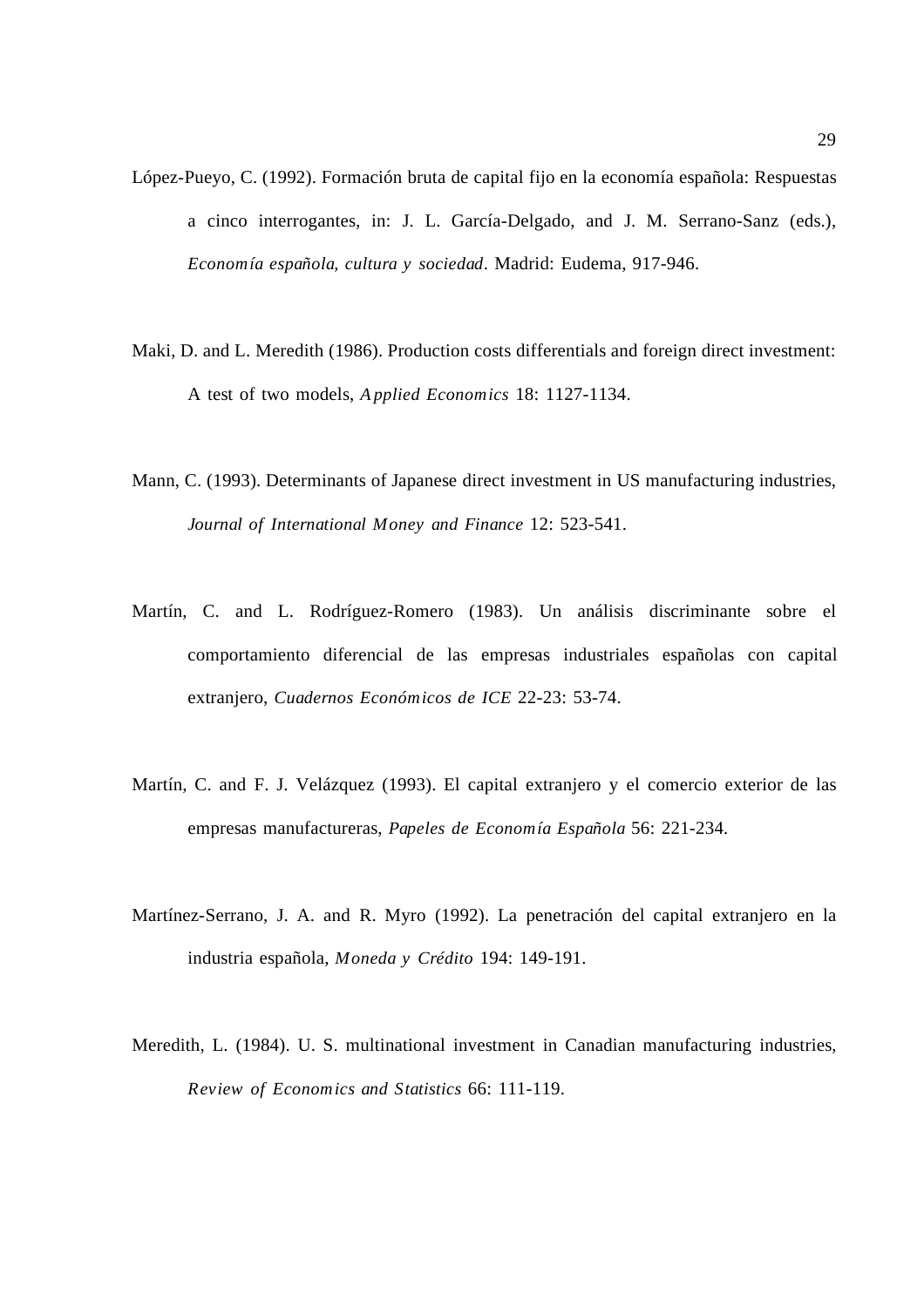López-Pueyo, C. (1992). Formación bruta de capital fijo en la economía española: Respuestas a cinco interrogantes, in: J. L. García-Delgado, and J. M. Serrano-Sanz (eds.), *Economía española, cultura y sociedad*. Madrid: Eudema, 917-946.

Maki, D. and L. Meredith (1986). Production costs differentials and foreign direct investment: A test of two models, *Applied Economics* 18: 1127-1134.

Mann, C. (1993). Determinants of Japanese direct investment in US manufacturing industries, *Journal of International Money and Finance* 12: 523-541.

Martín, C. and L. Rodríguez-Romero (1983). Un análisis discriminante sobre el comportamiento diferencial de las empresas industriales españolas con capital extranjero, *Cuadernos Económicos de ICE* 22-23: 53-74.

Martín, C. and F. J. Velázquez (1993). El capital extranjero y el comercio exterior de las empresas manufactureras, *Papeles de Economía Española* 56: 221-234.

Martínez-Serrano, J. A. and R. Myro (1992). La penetración del capital extranjero en la industria española, *Moneda y Crédito* 194: 149-191.

Meredith, L. (1984). U. S. multinational investment in Canadian manufacturing industries, *Review of Economics and Statistics* 66: 111-119.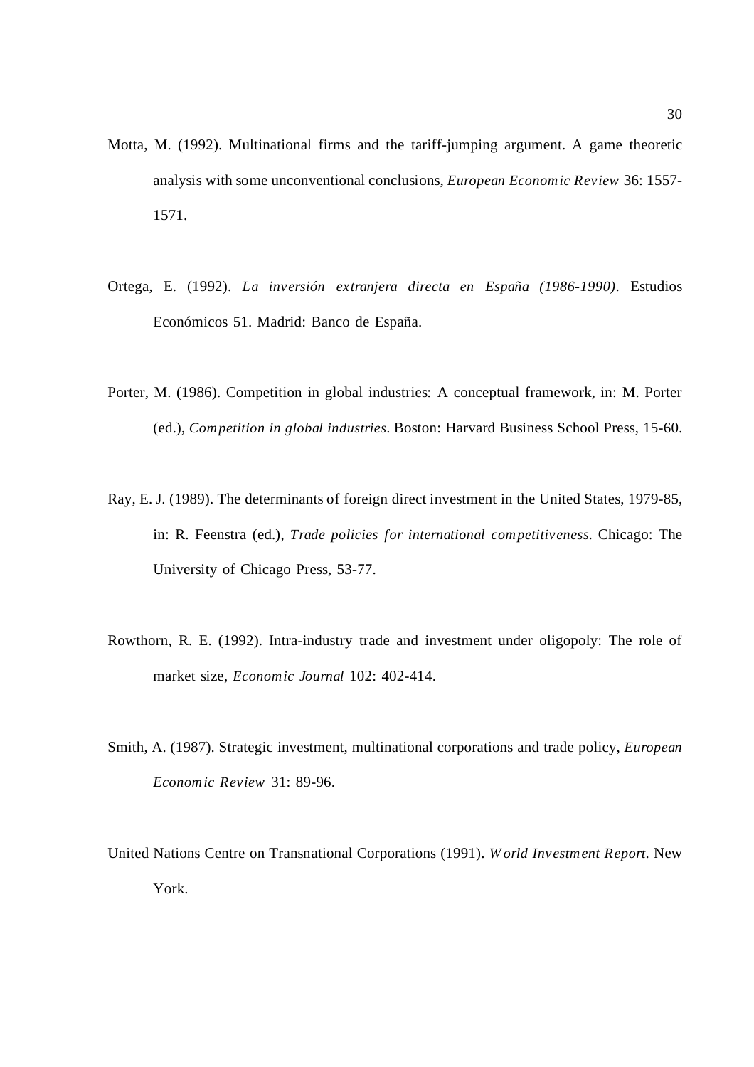Motta, M. (1992). Multinational firms and the tariff-jumping argument. A game theoretic analysis with some unconventional conclusions, *European Economic Review* 36: 1557-1571.

Ortega, E. (1992). *La inversión extranjera directa en España (1986-1990)*. Estudios Económicos 51. Madrid: Banco de España.

Porter, M. (1986). Competition in global industries: A conceptual framework, in: M. Porter (ed.), *Competition in global industries*. Boston: Harvard Business School Press, 15-60.

Ray, E. J. (1989). The determinants of foreign direct investment in the United States, 1979-85, in: R. Feenstra (ed.), *Trade policies for international competitiveness*. Chicago: The University of Chicago Press, 53-77.

Rowthorn, R. E. (1992). Intra-industry trade and investment under oligopoly: The role of market size, *Economic Journal* 102: 402-414.

Smith, A. (1987). Strategic investment, multinational corporations and trade policy, *European Economic Review* 31: 89-96.

United Nations Centre on Transnational Corporations (1991). *World Investment Report*. New York.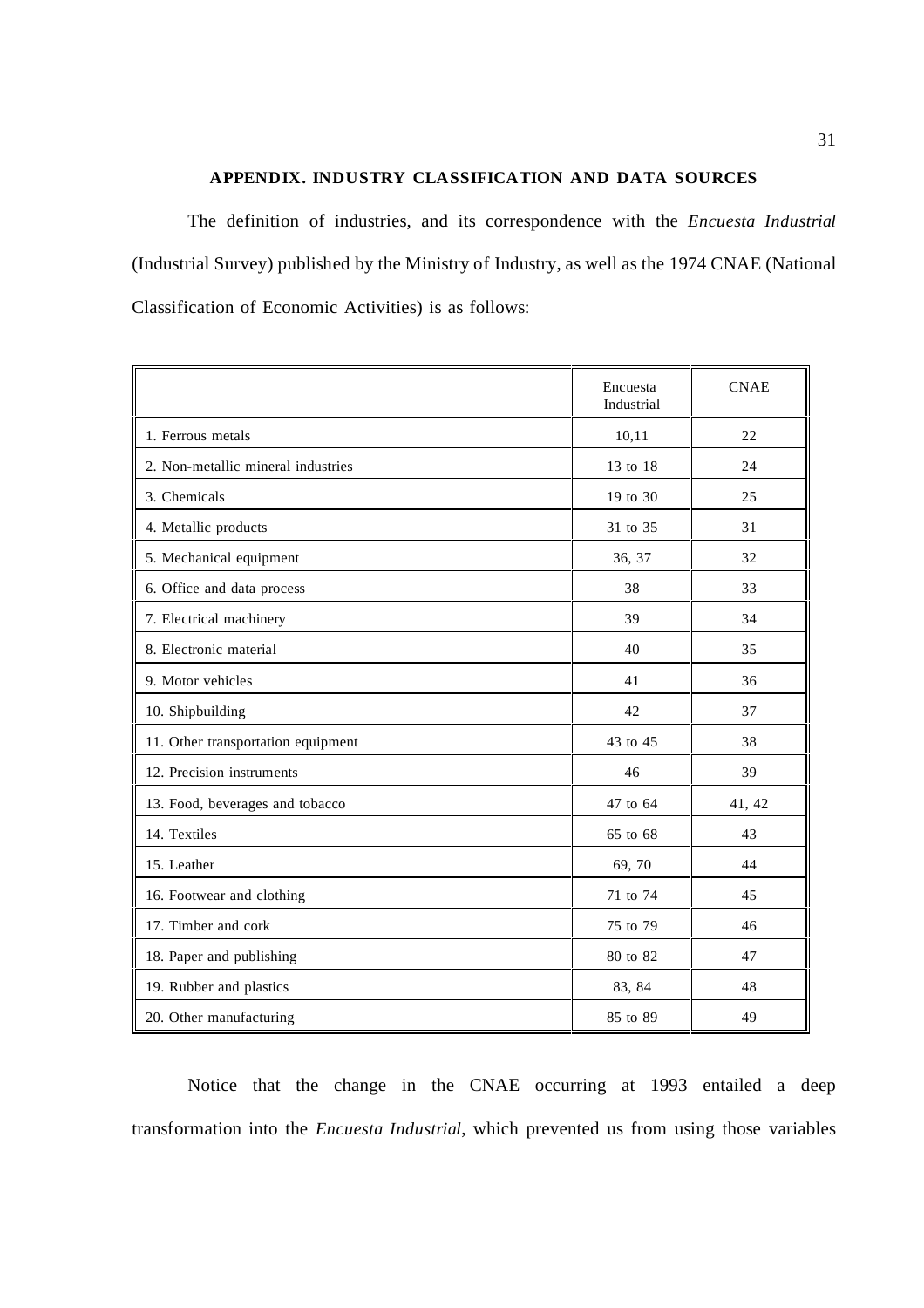## APPENDIX. INDUSTRY CLASSIFICATION AND DATA SOURCES

The definition of industries, and its correspondence with the *Encuesta Industrial* (Industrial Survey) published by the Ministry of Industry, as well as the 1974 CNAE (National Classification of Economic Activities) is as follows:

| | Encuesta Industrial | CNAE |
|---|---|---|
| 1. Ferrous metals | 10,11 | 22 |
| 2. Non-metallic mineral industries | 13 to 18 | 24 |
| 3. Chemicals | 19 to 30 | 25 |
| 4. Metallic products | 31 to 35 | 31 |
| 5. Mechanical equipment | 36, 37 | 32 |
| 6. Office and data process | 38 | 33 |
| 7. Electrical machinery | 39 | 34 |
| 8. Electronic material | 40 | 35 |
| 9. Motor vehicles | 41 | 36 |
| 10. Shipbuilding | 42 | 37 |
| 11. Other transportation equipment | 43 to 45 | 38 |
| 12. Precision instruments | 46 | 39 |
| 13. Food, beverages and tobacco | 47 to 64 | 41, 42 |
| 14. Textiles | 65 to 68 | 43 |
| 15. Leather | 69, 70 | 44 |
| 16. Footwear and clothing | 71 to 74 | 45 |
| 17. Timber and cork | 75 to 79 | 46 |
| 18. Paper and publishing | 80 to 82 | 47 |
| 19. Rubber and plastics | 83, 84 | 48 |
| 20. Other manufacturing | 85 to 89 | 49 |

Notice that the change in the CNAE occurring at 1993 entailed a deep transformation into the *Encuesta Industrial*, which prevented us from using those variables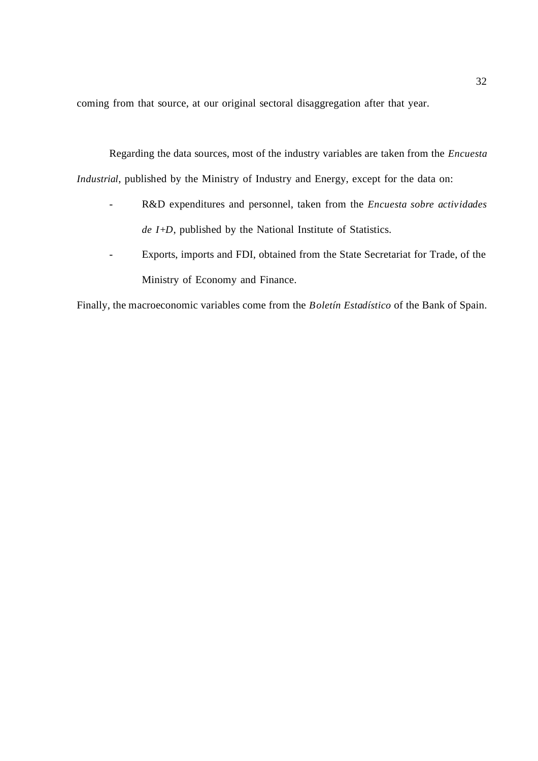coming from that source, at our original sectoral disaggregation after that year.

Regarding the data sources, most of the industry variables are taken from the *Encuesta Industrial*, published by the Ministry of Industry and Energy, except for the data on:

- R&D expenditures and personnel, taken from the *Encuesta sobre actividades de I+D*, published by the National Institute of Statistics.
- Exports, imports and FDI, obtained from the State Secretariat for Trade, of the Ministry of Economy and Finance.

Finally, the macroeconomic variables come from the *Boletín Estadístico* of the Bank of Spain.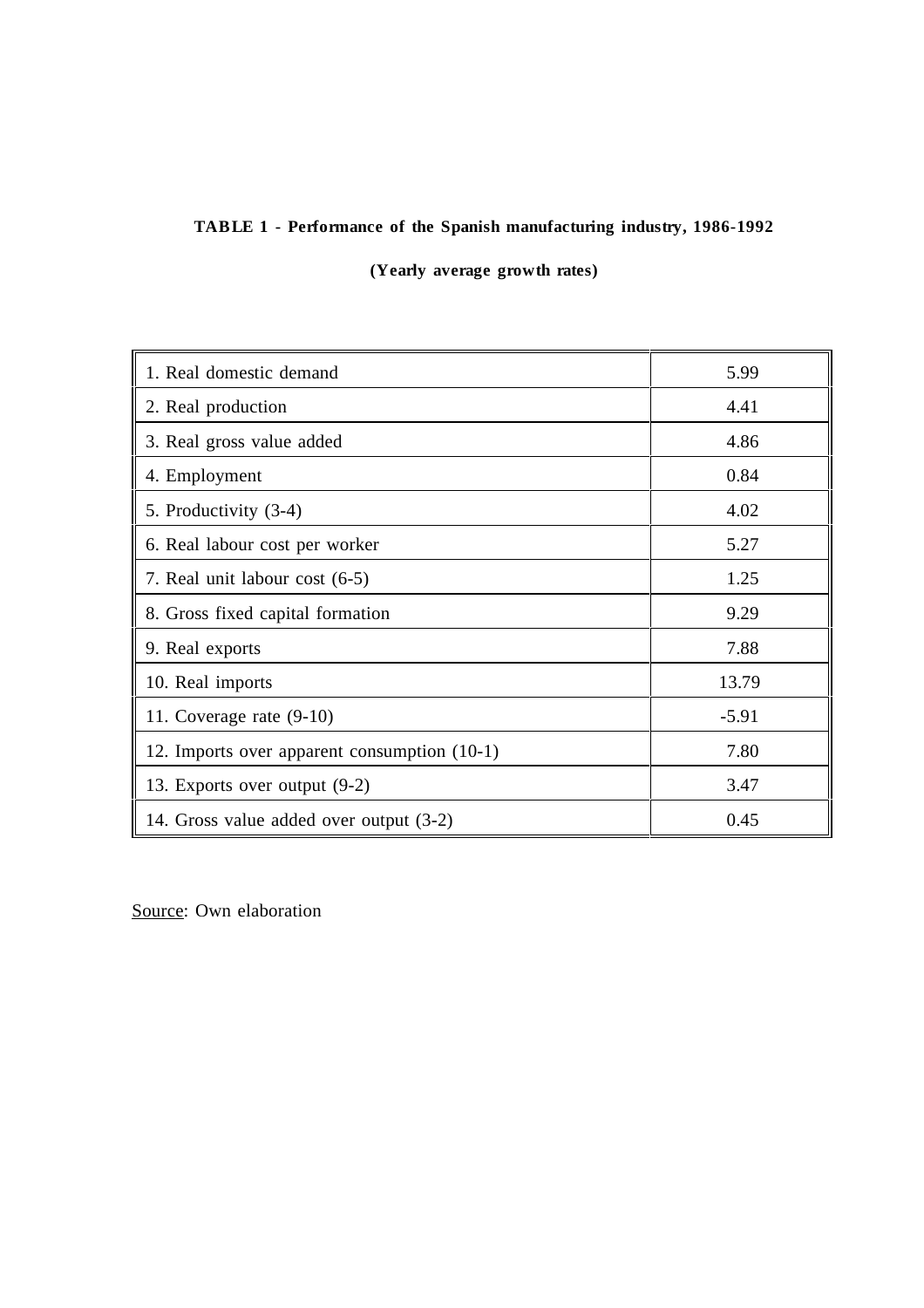**TABLE 1 - Performance of the Spanish manufacturing industry, 1986-1992**

**(Yearly average growth rates)**

| | |
|---|---|
| 1. Real domestic demand | 5.99 |
| 2. Real production | 4.41 |
| 3. Real gross value added | 4.86 |
| 4. Employment | 0.84 |
| 5. Productivity (3-4) | 4.02 |
| 6. Real labour cost per worker | 5.27 |
| 7. Real unit labour cost (6-5) | 1.25 |
| 8. Gross fixed capital formation | 9.29 |
| 9. Real exports | 7.88 |
| 10. Real imports | 13.79 |
| 11. Coverage rate (9-10) | -5.91 |
| 12. Imports over apparent consumption (10-1) | 7.80 |
| 13. Exports over output (9-2) | 3.47 |
| 14. Gross value added over output (3-2) | 0.45 |

Source: Own elaboration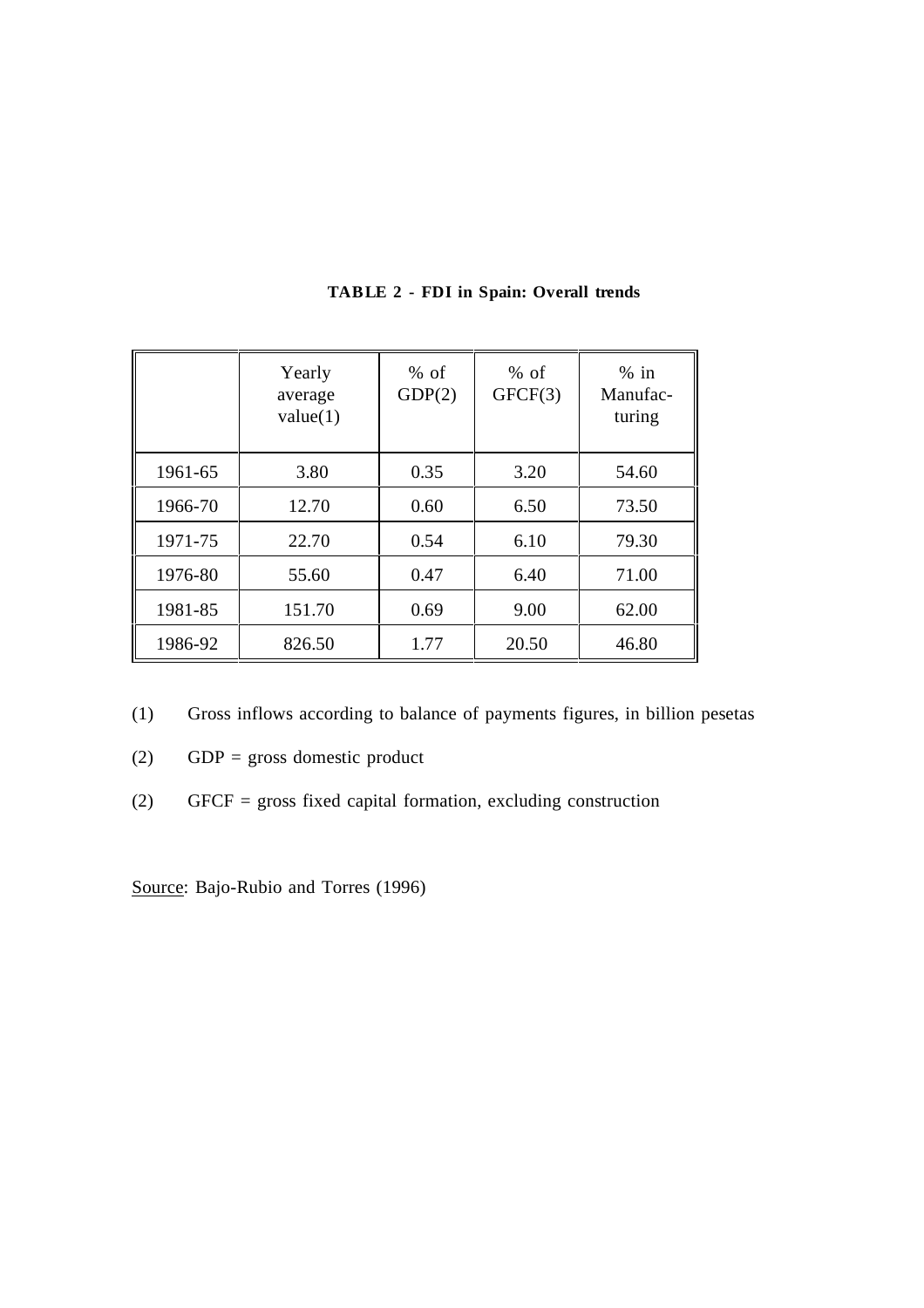**TABLE 2 - FDI in Spain: Overall trends**

| | Yearly average value(1) | % of GDP(2) | % of GFCF(3) | % in Manufacturing |
|---|---|---|---|---|
| 1961-65 | 3.80 | 0.35 | 3.20 | 54.60 |
| 1966-70 | 12.70 | 0.60 | 6.50 | 73.50 |
| 1971-75 | 22.70 | 0.54 | 6.10 | 79.30 |
| 1976-80 | 55.60 | 0.47 | 6.40 | 71.00 |
| 1981-85 | 151.70 | 0.69 | 9.00 | 62.00 |
| 1986-92 | 826.50 | 1.77 | 20.50 | 46.80 |

(1) Gross inflows according to balance of payments figures, in billion pesetas

(2) GDP = gross domestic product

(2) GFCF = gross fixed capital formation, excluding construction

Source: Bajo-Rubio and Torres (1996)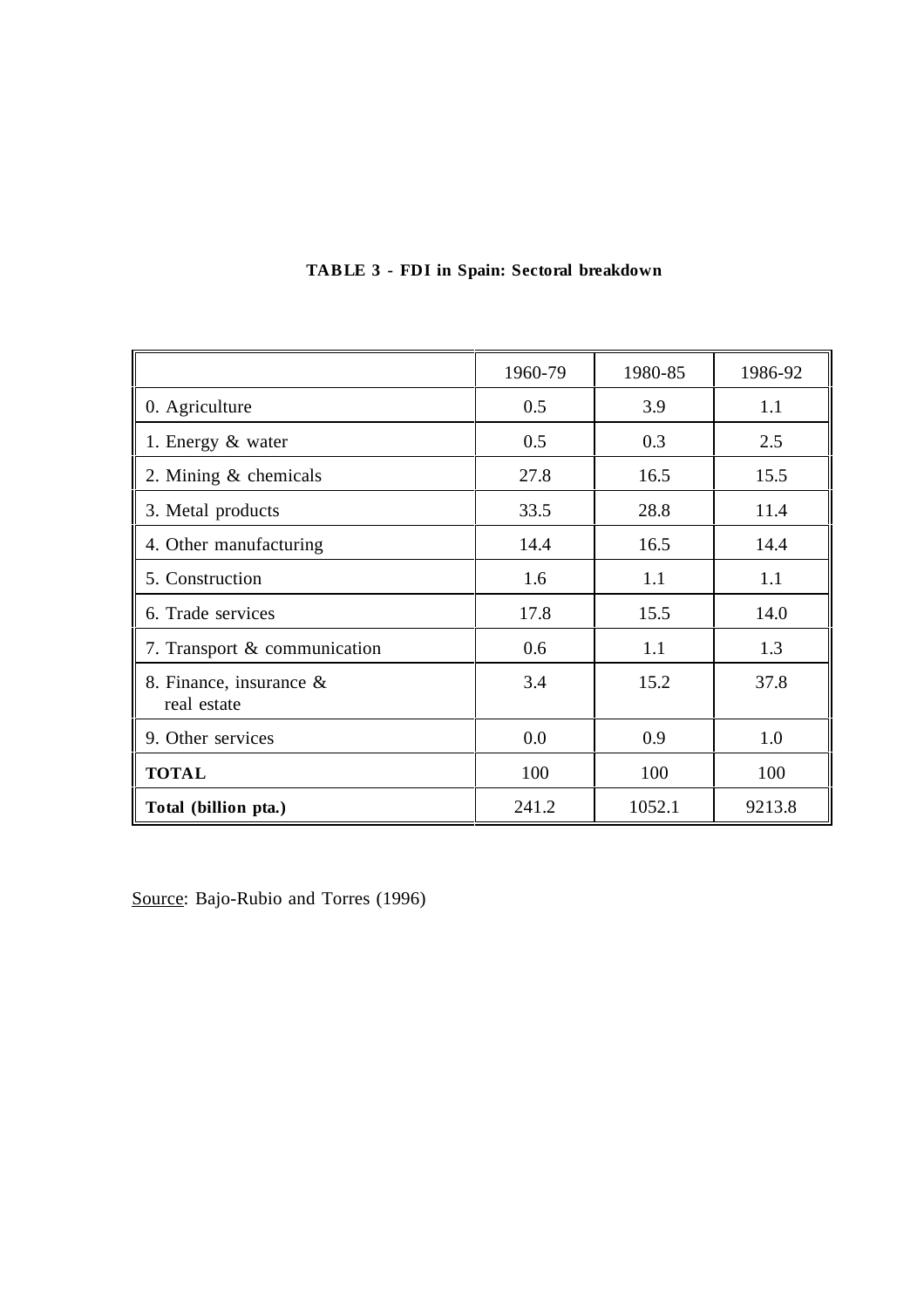**TABLE 3 - FDI in Spain: Sectoral breakdown**

| | 1960-79 | 1980-85 | 1986-92 |
|---|---|---|---|
| 0. Agriculture | 0.5 | 3.9 | 1.1 |
| 1. Energy & water | 0.5 | 0.3 | 2.5 |
| 2. Mining & chemicals | 27.8 | 16.5 | 15.5 |
| 3. Metal products | 33.5 | 28.8 | 11.4 |
| 4. Other manufacturing | 14.4 | 16.5 | 14.4 |
| 5. Construction | 1.6 | 1.1 | 1.1 |
| 6. Trade services | 17.8 | 15.5 | 14.0 |
| 7. Transport & communication | 0.6 | 1.1 | 1.3 |
| 8. Finance, insurance & real estate | 3.4 | 15.2 | 37.8 |
| 9. Other services | 0.0 | 0.9 | 1.0 |
| **TOTAL** | 100 | 100 | 100 |
| **Total (billion pta.)** | 241.2 | 1052.1 | 9213.8 |

Source: Bajo-Rubio and Torres (1996)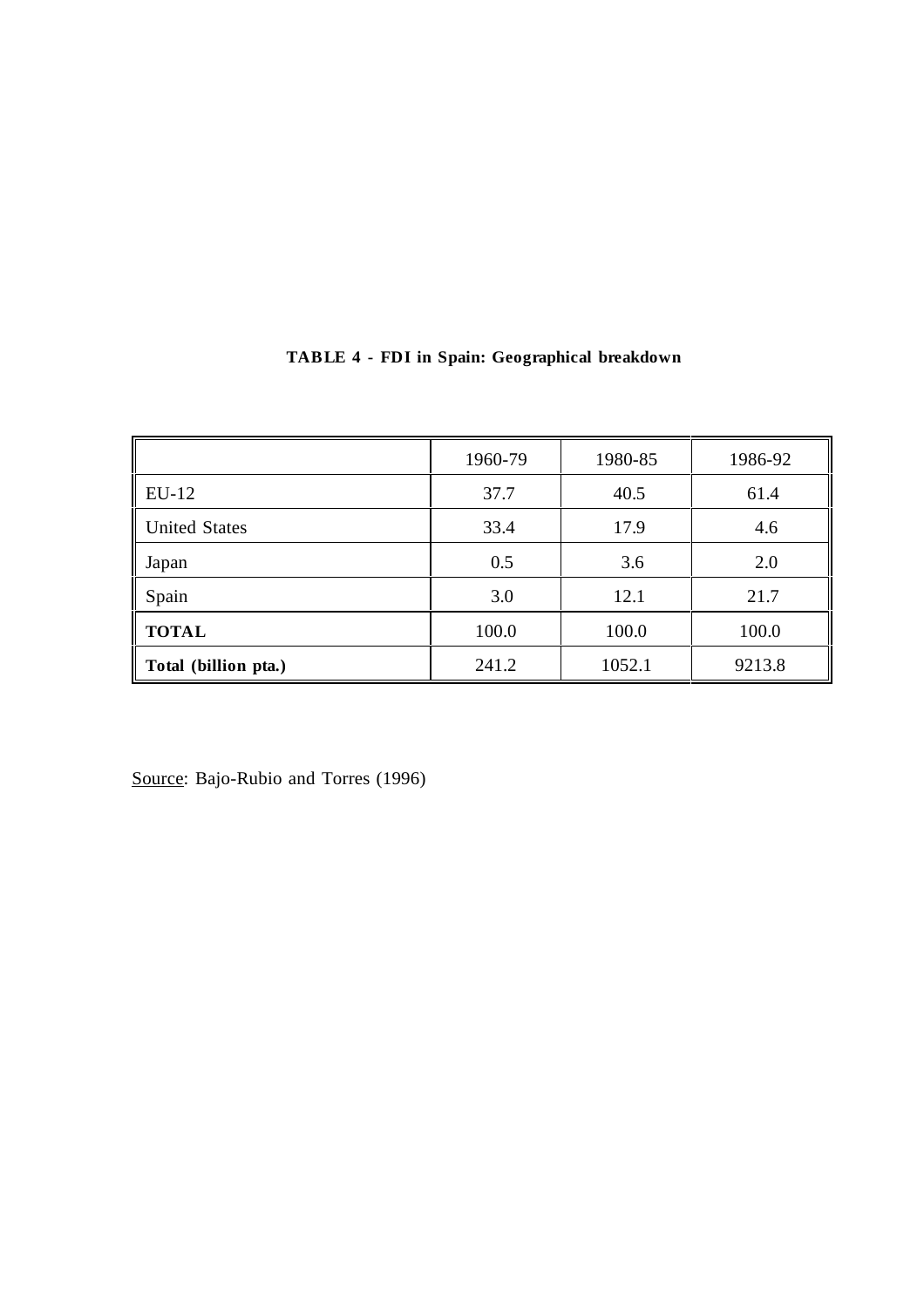**TABLE 4 - FDI in Spain: Geographical breakdown**

| | 1960-79 | 1980-85 | 1986-92 |
|---|---|---|---|
| EU-12 | 37.7 | 40.5 | 61.4 |
| United States | 33.4 | 17.9 | 4.6 |
| Japan | 0.5 | 3.6 | 2.0 |
| Spain | 3.0 | 12.1 | 21.7 |
| **TOTAL** | 100.0 | 100.0 | 100.0 |
| **Total (billion pta.)** | 241.2 | 1052.1 | 9213.8 |

Source: Bajo-Rubio and Torres (1996)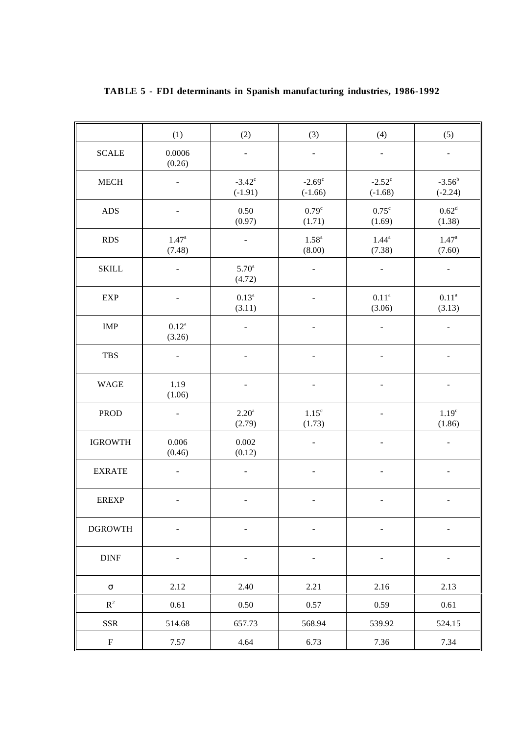**TABLE 5 - FDI determinants in Spanish manufacturing industries, 1986-1992**

| | (1) | (2) | (3) | (4) | (5) |
|---|---|---|---|---|---|
| SCALE | 0.0006<br>(0.26) | - | - | - | - |
| MECH | - | -3.42[c]<br>(-1.91) | -2.69[c]<br>(-1.66) | -2.52[c]<br>(-1.68) | -3.56[b]<br>(-2.24) |
| ADS | - | 0.50<br>(0.97) | 0.79[c]<br>(1.71) | 0.75[c]<br>(1.69) | 0.62[d]<br>(1.38) |
| RDS | 1.47[a]<br>(7.48) | - | 1.58[a]<br>(8.00) | 1.44[a]<br>(7.38) | 1.47[a]<br>(7.60) |
| SKILL | - | 5.70[a]<br>(4.72) | - | - | - |
| EXP | - | 0.13[a]<br>(3.11) | - | 0.11[a]<br>(3.06) | 0.11[a]<br>(3.13) |
| IMP | 0.12[a]<br>(3.26) | - | - | - | - |
| TBS | - | - | - | - | - |
| WAGE | 1.19<br>(1.06) | - | - | - | - |
| PROD | - | 2.20[a]<br>(2.79) | 1.15[c]<br>(1.73) | - | 1.19[c]<br>(1.86) |
| IGROWTH | 0.006<br>(0.46) | 0.002<br>(0.12) | - | - | - |
| EXRATE | - | - | - | - | - |
| EREXP | - | - | - | - | - |
| DGROWTH | - | - | - | - | - |
| DINF | - | - | - | - | - |
| $\sigma$ | 2.12 | 2.40 | 2.21 | 2.16 | 2.13 |
| $R^2$ | 0.61 | 0.50 | 0.57 | 0.59 | 0.61 |
| SSR | 514.68 | 657.73 | 568.94 | 539.92 | 524.15 |
| F | 7.57 | 4.64 | 6.73 | 7.36 | 7.34 |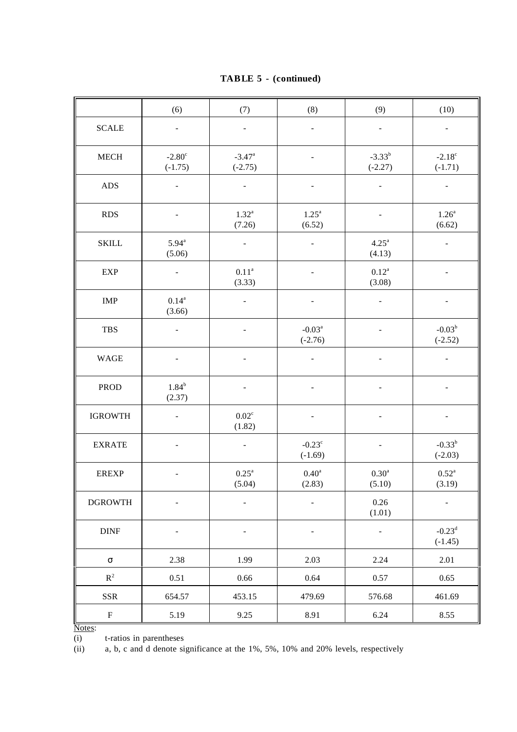**TABLE 5 - (continued)**

| | (6) | (7) | (8) | (9) | (10) |
|---|---|---|---|---|---|
| SCALE | - | - | - | - | - |
| MECH | -2.80[c] (-1.75) | -3.47[a] (-2.75) | - | -3.33[b] (-2.27) | -2.18[c] (-1.71) |
| ADS | - | - | - | - | - |
| RDS | - | 1.32[a] (7.26) | 1.25[a] (6.52) | - | 1.26[a] (6.62) |
| SKILL | 5.94[a] (5.06) | - | - | 4.25[a] (4.13) | - |
| EXP | - | 0.11[a] (3.33) | - | 0.12[a] (3.08) | - |
| IMP | 0.14[a] (3.66) | - | - | - | - |
| TBS | - | - | -0.03[a] (-2.76) | - | -0.03[b] (-2.52) |
| WAGE | - | - | - | - | - |
| PROD | 1.84[b] (2.37) | - | - | - | - |
| IGROWTH | - | 0.02[c] (1.82) | - | - | - |
| EXRATE | - | - | -0.23[c] (-1.69) | - | -0.33[b] (-2.03) |
| EREXP | - | 0.25[a] (5.04) | 0.40[a] (2.83) | 0.30[a] (5.10) | 0.52[a] (3.19) |
| DGROWTH | - | - | - | 0.26 (1.01) | - |
| DINF | - | - | - | - | -0.23[d] (-1.45) |
| $\sigma$ | 2.38 | 1.99 | 2.03 | 2.24 | 2.01 |
| $R^2$ | 0.51 | 0.66 | 0.64 | 0.57 | 0.65 |
| SSR | 654.57 | 453.15 | 479.69 | 576.68 | 461.69 |
| F | 5.19 | 9.25 | 8.91 | 6.24 | 8.55 |

Notes:

(i) t-ratios in parentheses

(ii) a, b, c and d denote significance at the 1%, 5%, 10% and 20% levels, respectively